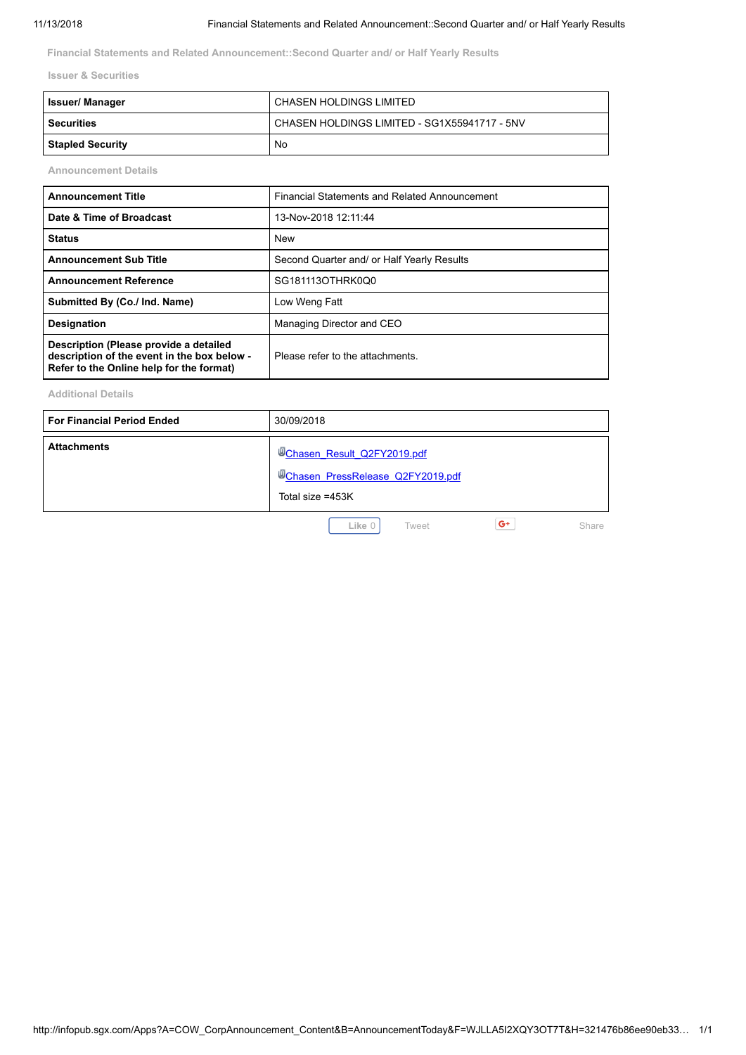## Financial Statements and Related Announcement::Second Quarter and/ or Half Yearly Results

### Issuer & Securities

| | |
|---|---|
| **Issuer/ Manager** | CHASEN HOLDINGS LIMITED |
| **Securities** | CHASEN HOLDINGS LIMITED - SG1X55941717 - 5NV |
| **Stapled Security** | No |

### Announcement Details

| | |
|---|---|
| **Announcement Title** | Financial Statements and Related Announcement |
| **Date & Time of Broadcast** | 13-Nov-2018 12:11:44 |
| **Status** | New |
| **Announcement Sub Title** | Second Quarter and/ or Half Yearly Results |
| **Announcement Reference** | SG181113OTHRK0Q0 |
| **Submitted By (Co./ Ind. Name)** | Low Weng Fatt |
| **Designation** | Managing Director and CEO |
| **Description (Please provide a detailed description of the event in the box below - Refer to the Online help for the format)** | Please refer to the attachments. |

### Additional Details

| | |
|---|---|
| **For Financial Period Ended** | 30/09/2018 |
| **Attachments** | Chasen_Result_Q2FY2019.pdf<br>Chasen_PressRelease_Q2FY2019.pdf<br>Total size =453K |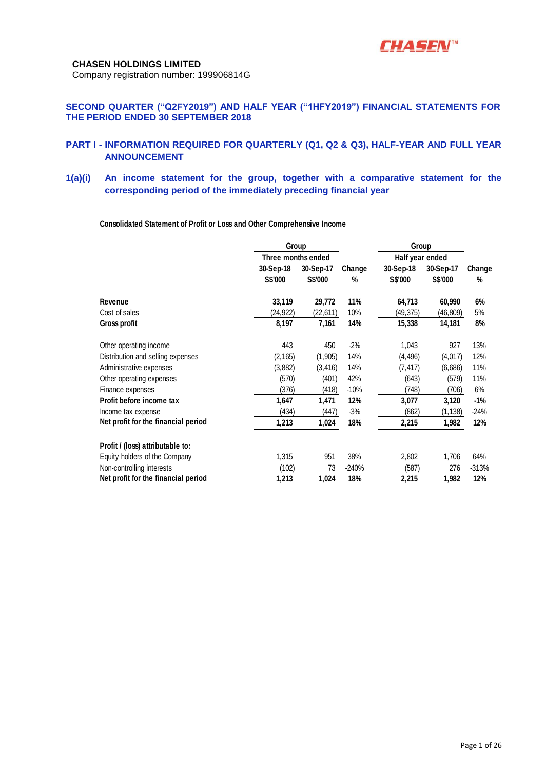**CHASEN HOLDINGS LIMITED**
Company registration number: 199906814G

## SECOND QUARTER ("Q2FY2019") AND HALF YEAR ("1HFY2019") FINANCIAL STATEMENTS FOR THE PERIOD ENDED 30 SEPTEMBER 2018

## PART I - INFORMATION REQUIRED FOR QUARTERLY (Q1, Q2 & Q3), HALF-YEAR AND FULL YEAR ANNOUNCEMENT

### 1(a)(i) An income statement for the group, together with a comparative statement for the corresponding period of the immediately preceding financial year

**Consolidated Statement of Profit or Loss and Other Comprehensive Income**

| | Group | | | Group | | |
|---|---|---|---|---|---|---|
| | Three months ended | | | Half year ended | | |
| | 30-Sep-18 | 30-Sep-17 | Change | 30-Sep-18 | 30-Sep-17 | Change |
| | S$'000 | S$'000 | % | S$'000 | S$'000 | % |
| **Revenue** | **33,119** | **29,772** | **11%** | **64,713** | **60,990** | **6%** |
| Cost of sales | (24,922) | (22,611) | 10% | (49,375) | (46,809) | 5% |
| **Gross profit** | **8,197** | **7,161** | **14%** | **15,338** | **14,181** | **8%** |
| Other operating income | 443 | 450 | -2% | 1,043 | 927 | 13% |
| Distribution and selling expenses | (2,165) | (1,905) | 14% | (4,496) | (4,017) | 12% |
| Administrative expenses | (3,882) | (3,416) | 14% | (7,417) | (6,686) | 11% |
| Other operating expenses | (570) | (401) | 42% | (643) | (579) | 11% |
| Finance expenses | (376) | (418) | -10% | (748) | (706) | 6% |
| **Profit before income tax** | **1,647** | **1,471** | **12%** | **3,077** | **3,120** | **-1%** |
| Income tax expense | (434) | (447) | -3% | (862) | (1,138) | -24% |
| **Net profit for the financial period** | **1,213** | **1,024** | **18%** | **2,215** | **1,982** | **12%** |
| **Profit / (loss) attributable to:** | | | | | | |
| Equity holders of the Company | 1,315 | 951 | 38% | 2,802 | 1,706 | 64% |
| Non-controlling interests | (102) | 73 | -240% | (587) | 276 | -313% |
| **Net profit for the financial period** | **1,213** | **1,024** | **18%** | **2,215** | **1,982** | **12%** |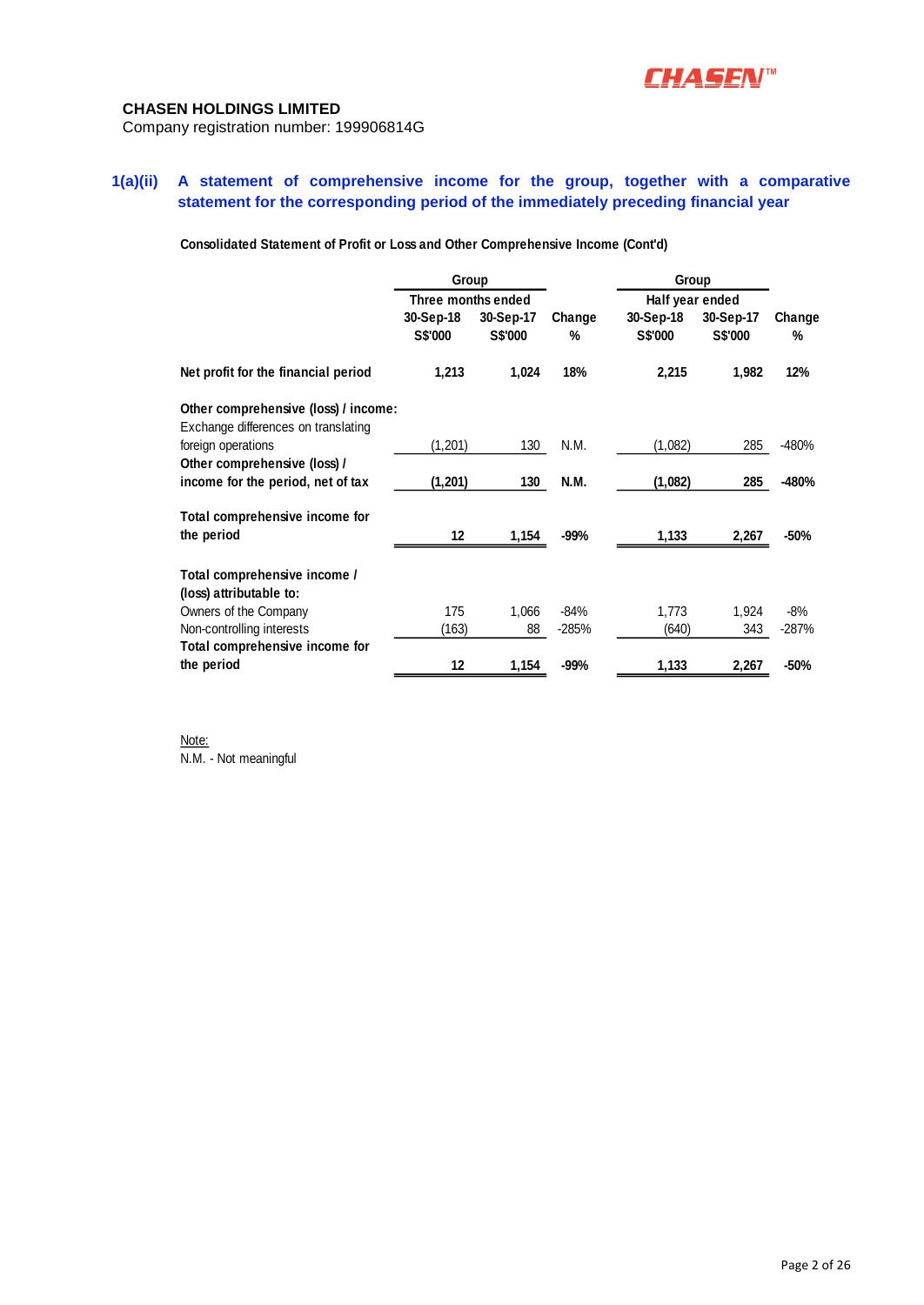**CHASEN HOLDINGS LIMITED**
Company registration number: 199906814G

## 1(a)(ii) A statement of comprehensive income for the group, together with a comparative statement for the corresponding period of the immediately preceding financial year

**Consolidated Statement of Profit or Loss and Other Comprehensive Income (Cont'd)**

| | Group | | | Group | | |
|---|---|---|---|---|---|---|
| | Three months ended | | | Half year ended | | |
| | 30-Sep-18 | 30-Sep-17 | Change | 30-Sep-18 | 30-Sep-17 | Change |
| | S$'000 | S$'000 | % | S$'000 | S$'000 | % |
| **Net profit for the financial period** | **1,213** | **1,024** | **18%** | **2,215** | **1,982** | **12%** |
| **Other comprehensive (loss) / income:** | | | | | | |
| Exchange differences on translating foreign operations | (1,201) | 130 | N.M. | (1,082) | 285 | -480% |
| **Other comprehensive (loss) / income for the period, net of tax** | **(1,201)** | **130** | **N.M.** | **(1,082)** | **285** | **-480%** |
| **Total comprehensive income for the period** | **12** | **1,154** | **-99%** | **1,133** | **2,267** | **-50%** |
| **Total comprehensive income / (loss) attributable to:** | | | | | | |
| Owners of the Company | 175 | 1,066 | -84% | 1,773 | 1,924 | -8% |
| Non-controlling interests | (163) | 88 | -285% | (640) | 343 | -287% |
| **Total comprehensive income for the period** | **12** | **1,154** | **-99%** | **1,133** | **2,267** | **-50%** |

Note:
N.M. - Not meaningful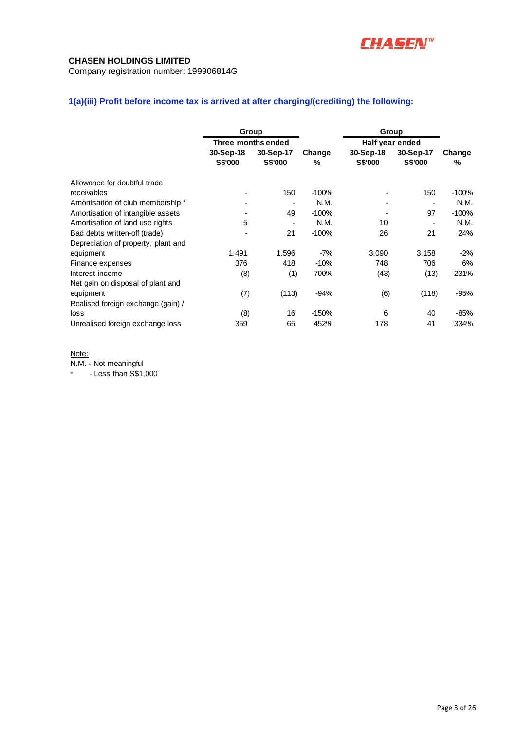**CHASEN HOLDINGS LIMITED**
Company registration number: 199906814G

### 1(a)(iii) Profit before income tax is arrived at after charging/(crediting) the following:

| | Group | | | Group | | |
|---|---|---|---|---|---|---|
| | Three months ended | | | Half year ended | | |
| | 30-Sep-18 S$'000 | 30-Sep-17 S$'000 | Change % | 30-Sep-18 S$'000 | 30-Sep-17 S$'000 | Change % |
| Allowance for doubtful trade receivables | - | 150 | -100% | - | 150 | -100% |
| Amortisation of club membership * | - | - | N.M. | - | - | N.M. |
| Amortisation of intangible assets | - | 49 | -100% | - | 97 | -100% |
| Amortisation of land use rights | 5 | - | N.M. | 10 | - | N.M. |
| Bad debts written-off (trade) | - | 21 | -100% | 26 | 21 | 24% |
| Depreciation of property, plant and equipment | 1,491 | 1,596 | -7% | 3,090 | 3,158 | -2% |
| Finance expenses | 376 | 418 | -10% | 748 | 706 | 6% |
| Interest income | (8) | (1) | 700% | (43) | (13) | 231% |
| Net gain on disposal of plant and equipment | (7) | (113) | -94% | (6) | (118) | -95% |
| Realised foreign exchange (gain) / loss | (8) | 16 | -150% | 6 | 40 | -85% |
| Unrealised foreign exchange loss | 359 | 65 | 452% | 178 | 41 | 334% |

Note:
N.M. - Not meaningful
* - Less than S$1,000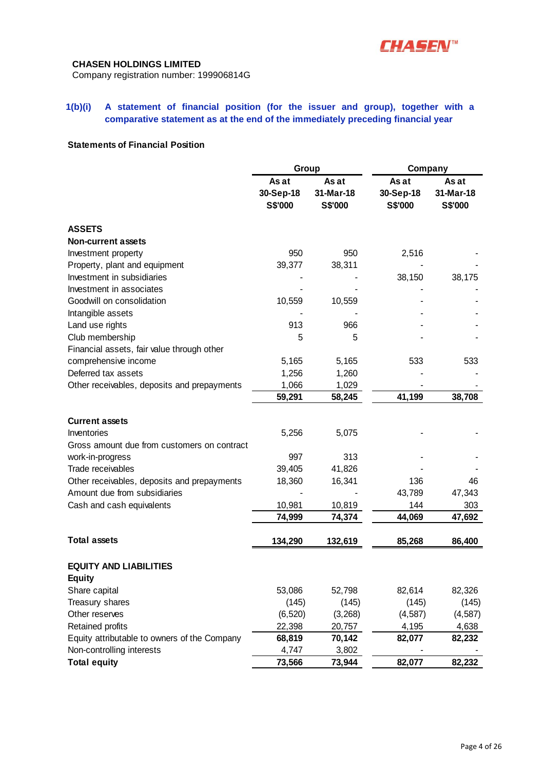**CHASEN HOLDINGS LIMITED**
Company registration number: 199906814G

### 1(b)(i) A statement of financial position (for the issuer and group), together with a comparative statement as at the end of the immediately preceding financial year

**Statements of Financial Position**

| | Group | | Company | |
|---|---|---|---|---|
| | As at 30-Sep-18 S$'000 | As at 31-Mar-18 S$'000 | As at 30-Sep-18 S$'000 | As at 31-Mar-18 S$'000 |
| **ASSETS** | | | | |
| **Non-current assets** | | | | |
| Investment property | 950 | 950 | 2,516 | - |
| Property, plant and equipment | 39,377 | 38,311 | - | - |
| Investment in subsidiaries | - | - | 38,150 | 38,175 |
| Investment in associates | - | - | - | - |
| Goodwill on consolidation | 10,559 | 10,559 | - | - |
| Intangible assets | - | - | - | - |
| Land use rights | 913 | 966 | - | - |
| Club membership | 5 | 5 | - | - |
| Financial assets, fair value through other comprehensive income | 5,165 | 5,165 | 533 | 533 |
| Deferred tax assets | 1,256 | 1,260 | - | - |
| Other receivables, deposits and prepayments | 1,066 | 1,029 | - | - |
| | **59,291** | **58,245** | **41,199** | **38,708** |
| **Current assets** | | | | |
| Inventories | 5,256 | 5,075 | - | - |
| Gross amount due from customers on contract work-in-progress | 997 | 313 | - | - |
| Trade receivables | 39,405 | 41,826 | - | - |
| Other receivables, deposits and prepayments | 18,360 | 16,341 | 136 | 46 |
| Amount due from subsidiaries | - | - | 43,789 | 47,343 |
| Cash and cash equivalents | 10,981 | 10,819 | 144 | 303 |
| | **74,999** | **74,374** | **44,069** | **47,692** |
| **Total assets** | **134,290** | **132,619** | **85,268** | **86,400** |
| **EQUITY AND LIABILITIES** | | | | |
| **Equity** | | | | |
| Share capital | 53,086 | 52,798 | 82,614 | 82,326 |
| Treasury shares | (145) | (145) | (145) | (145) |
| Other reserves | (6,520) | (3,268) | (4,587) | (4,587) |
| Retained profits | 22,398 | 20,757 | 4,195 | 4,638 |
| Equity attributable to owners of the Company | **68,819** | **70,142** | **82,077** | **82,232** |
| Non-controlling interests | 4,747 | 3,802 | - | - |
| **Total equity** | **73,566** | **73,944** | **82,077** | **82,232** |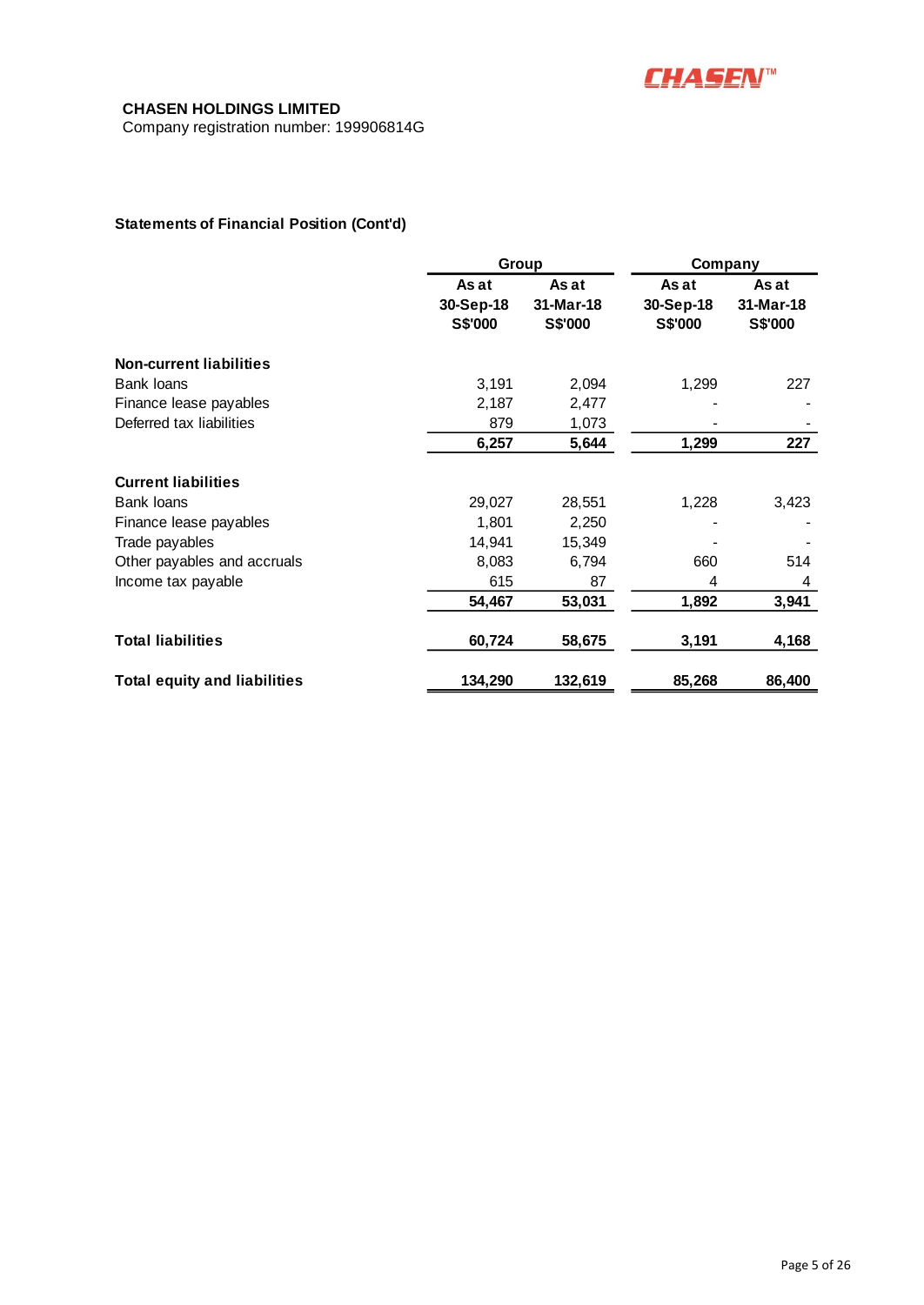**CHASEN HOLDINGS LIMITED**
Company registration number: 199906814G

### Statements of Financial Position (Cont'd)

| | Group | | Company | |
|---|---|---|---|---|
| | As at 30-Sep-18 S$'000 | As at 31-Mar-18 S$'000 | As at 30-Sep-18 S$'000 | As at 31-Mar-18 S$'000 |
| **Non-current liabilities** | | | | |
| Bank loans | 3,191 | 2,094 | 1,299 | 227 |
| Finance lease payables | 2,187 | 2,477 | - | - |
| Deferred tax liabilities | 879 | 1,073 | - | - |
| | **6,257** | **5,644** | **1,299** | **227** |
| **Current liabilities** | | | | |
| Bank loans | 29,027 | 28,551 | 1,228 | 3,423 |
| Finance lease payables | 1,801 | 2,250 | - | - |
| Trade payables | 14,941 | 15,349 | - | - |
| Other payables and accruals | 8,083 | 6,794 | 660 | 514 |
| Income tax payable | 615 | 87 | 4 | 4 |
| | **54,467** | **53,031** | **1,892** | **3,941** |
| **Total liabilities** | **60,724** | **58,675** | **3,191** | **4,168** |
| **Total equity and liabilities** | **134,290** | **132,619** | **85,268** | **86,400** |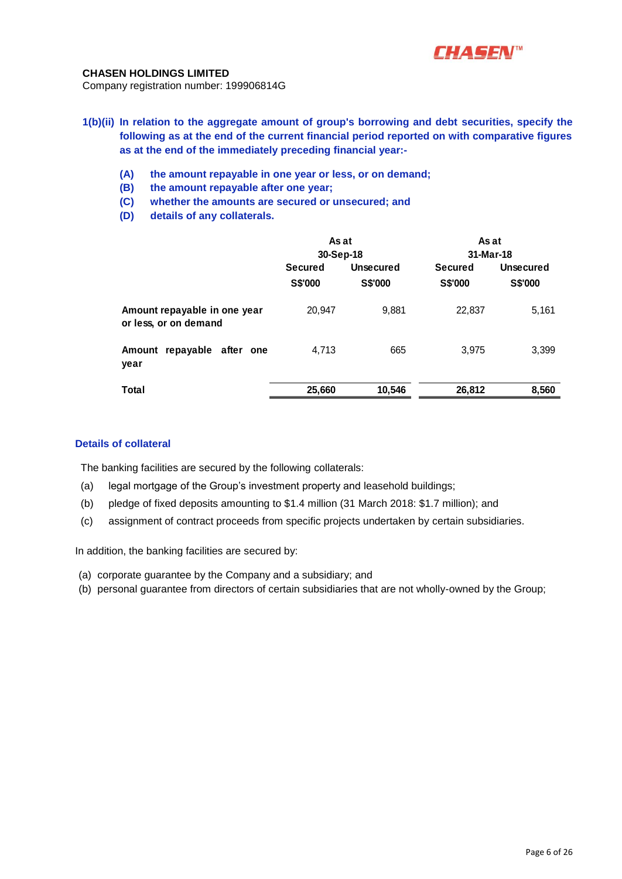**CHASEN HOLDINGS LIMITED**
Company registration number: 199906814G

**1(b)(ii) In relation to the aggregate amount of group's borrowing and debt securities, specify the following as at the end of the current financial period reported on with comparative figures as at the end of the immediately preceding financial year:-**

**(A) the amount repayable in one year or less, or on demand;**
**(B) the amount repayable after one year;**
**(C) whether the amounts are secured or unsecured; and**
**(D) details of any collaterals.**

| | As at 30-Sep-18 | | As at 31-Mar-18 | |
|---|---|---|---|---|
| | Secured | Unsecured | Secured | Unsecured |
| | S$'000 | S$'000 | S$'000 | S$'000 |
| **Amount repayable in one year or less, or on demand** | 20,947 | 9,881 | 22,837 | 5,161 |
| **Amount repayable after one year** | 4,713 | 665 | 3,975 | 3,399 |
| **Total** | **25,660** | **10,546** | **26,812** | **8,560** |

**Details of collateral**

The banking facilities are secured by the following collaterals:

(a) legal mortgage of the Group's investment property and leasehold buildings;
(b) pledge of fixed deposits amounting to $1.4 million (31 March 2018: $1.7 million); and
(c) assignment of contract proceeds from specific projects undertaken by certain subsidiaries.

In addition, the banking facilities are secured by:

(a) corporate guarantee by the Company and a subsidiary; and
(b) personal guarantee from directors of certain subsidiaries that are not wholly-owned by the Group;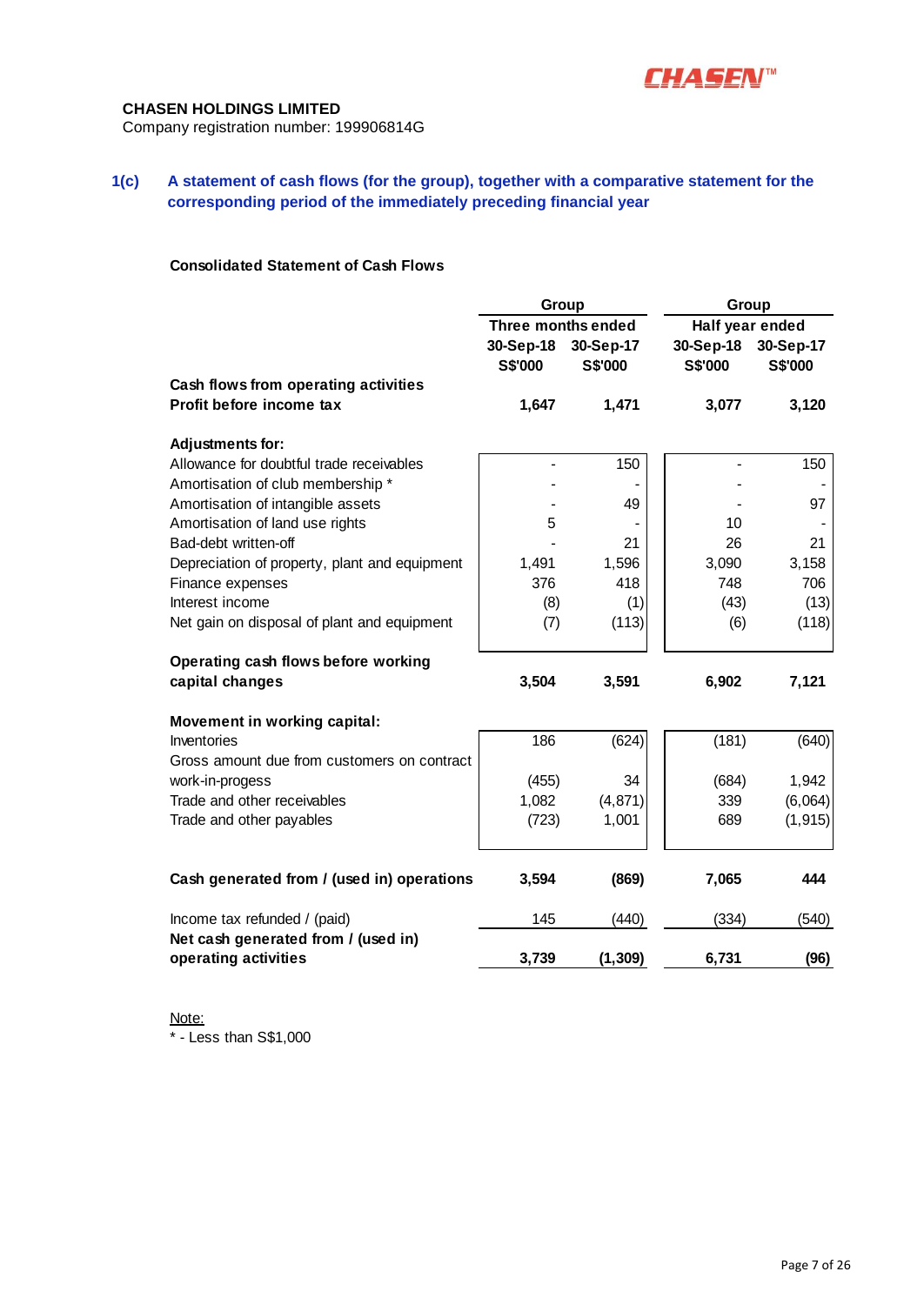**CHASEN HOLDINGS LIMITED**
Company registration number: 199906814G

### 1(c) A statement of cash flows (for the group), together with a comparative statement for the corresponding period of the immediately preceding financial year

**Consolidated Statement of Cash Flows**

| | Group | | Group | |
|---|---|---|---|---|
| | Three months ended | | Half year ended | |
| | 30-Sep-18 | 30-Sep-17 | 30-Sep-18 | 30-Sep-17 |
| | S$'000 | S$'000 | S$'000 | S$'000 |
| **Cash flows from operating activities** | | | | |
| **Profit before income tax** | **1,647** | **1,471** | **3,077** | **3,120** |
| **Adjustments for:** | | | | |
| Allowance for doubtful trade receivables | - | 150 | - | 150 |
| Amortisation of club membership * | - | - | - | - |
| Amortisation of intangible assets | - | 49 | - | 97 |
| Amortisation of land use rights | 5 | - | 10 | - |
| Bad-debt written-off | - | 21 | 26 | 21 |
| Depreciation of property, plant and equipment | 1,491 | 1,596 | 3,090 | 3,158 |
| Finance expenses | 376 | 418 | 748 | 706 |
| Interest income | (8) | (1) | (43) | (13) |
| Net gain on disposal of plant and equipment | (7) | (113) | (6) | (118) |
| **Operating cash flows before working capital changes** | **3,504** | **3,591** | **6,902** | **7,121** |
| **Movement in working capital:** | | | | |
| Inventories | 186 | (624) | (181) | (640) |
| Gross amount due from customers on contract work-in-progess | (455) | 34 | (684) | 1,942 |
| Trade and other receivables | 1,082 | (4,871) | 339 | (6,064) |
| Trade and other payables | (723) | 1,001 | 689 | (1,915) |
| **Cash generated from / (used in) operations** | **3,594** | **(869)** | **7,065** | **444** |
| Income tax refunded / (paid) | 145 | (440) | (334) | (540) |
| **Net cash generated from / (used in) operating activities** | **3,739** | **(1,309)** | **6,731** | **(96)** |

Note:
* - Less than S$1,000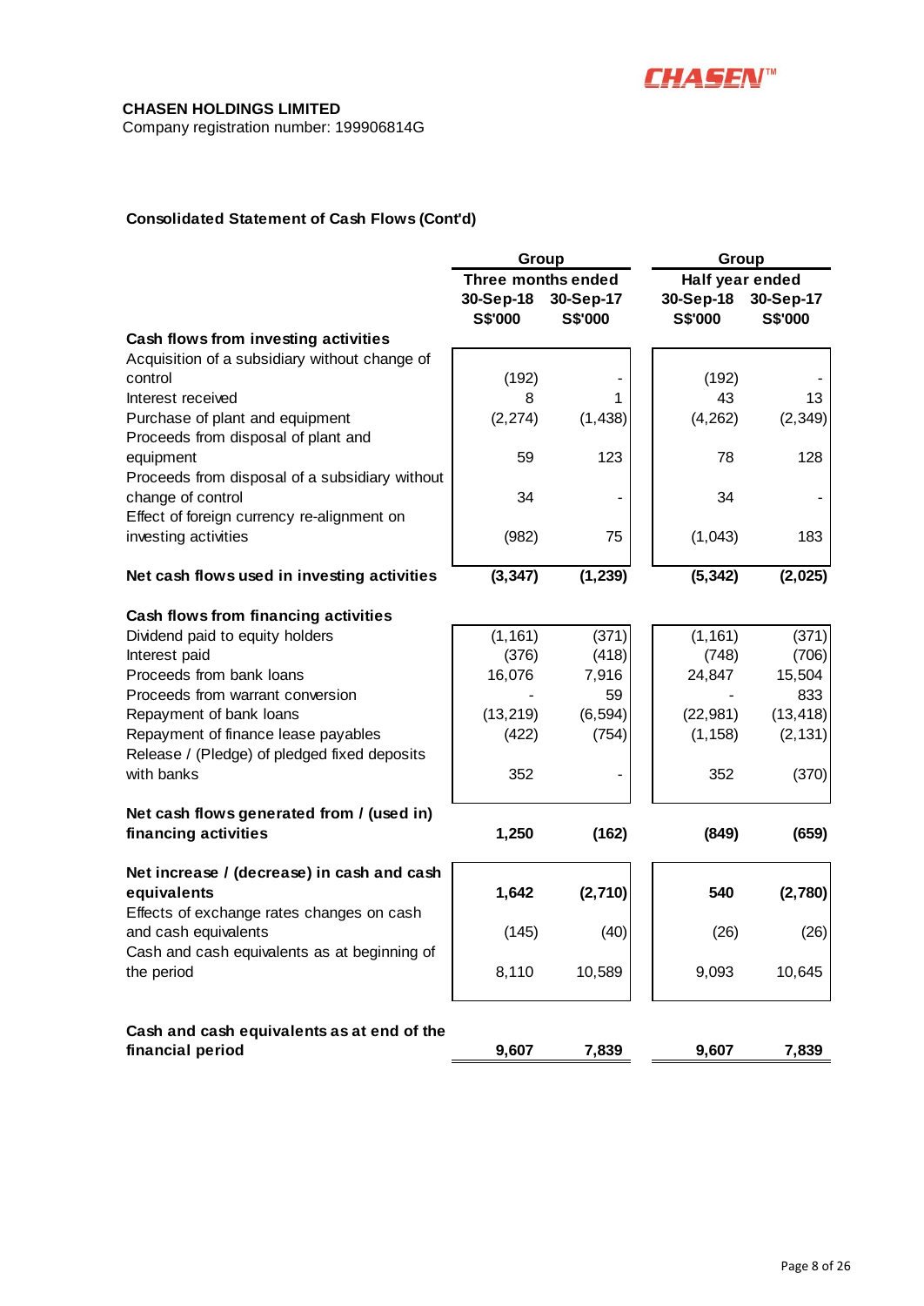**CHASEN HOLDINGS LIMITED**
Company registration number: 199906814G

**Consolidated Statement of Cash Flows (Cont'd)**

| | Group | | Group | |
|---|---|---|---|---|
| | Three months ended | | Half year ended | |
| | 30-Sep-18 | 30-Sep-17 | 30-Sep-18 | 30-Sep-17 |
| | S$'000 | S$'000 | S$'000 | S$'000 |
| **Cash flows from investing activities** | | | | |
| Acquisition of a subsidiary without change of control | (192) | - | (192) | - |
| Interest received | 8 | 1 | 43 | 13 |
| Purchase of plant and equipment | (2,274) | (1,438) | (4,262) | (2,349) |
| Proceeds from disposal of plant and equipment | 59 | 123 | 78 | 128 |
| Proceeds from disposal of a subsidiary without change of control | 34 | - | 34 | - |
| Effect of foreign currency re-alignment on investing activities | (982) | 75 | (1,043) | 183 |
| **Net cash flows used in investing activities** | **(3,347)** | **(1,239)** | **(5,342)** | **(2,025)** |
| **Cash flows from financing activities** | | | | |
| Dividend paid to equity holders | (1,161) | (371) | (1,161) | (371) |
| Interest paid | (376) | (418) | (748) | (706) |
| Proceeds from bank loans | 16,076 | 7,916 | 24,847 | 15,504 |
| Proceeds from warrant conversion | - | 59 | - | 833 |
| Repayment of bank loans | (13,219) | (6,594) | (22,981) | (13,418) |
| Repayment of finance lease payables | (422) | (754) | (1,158) | (2,131) |
| Release / (Pledge) of pledged fixed deposits with banks | 352 | - | 352 | (370) |
| **Net cash flows generated from / (used in) financing activities** | **1,250** | **(162)** | **(849)** | **(659)** |
| **Net increase / (decrease) in cash and cash equivalents** | **1,642** | **(2,710)** | **540** | **(2,780)** |
| Effects of exchange rates changes on cash and cash equivalents | (145) | (40) | (26) | (26) |
| Cash and cash equivalents as at beginning of the period | 8,110 | 10,589 | 9,093 | 10,645 |
| **Cash and cash equivalents as at end of the financial period** | **9,607** | **7,839** | **9,607** | **7,839** |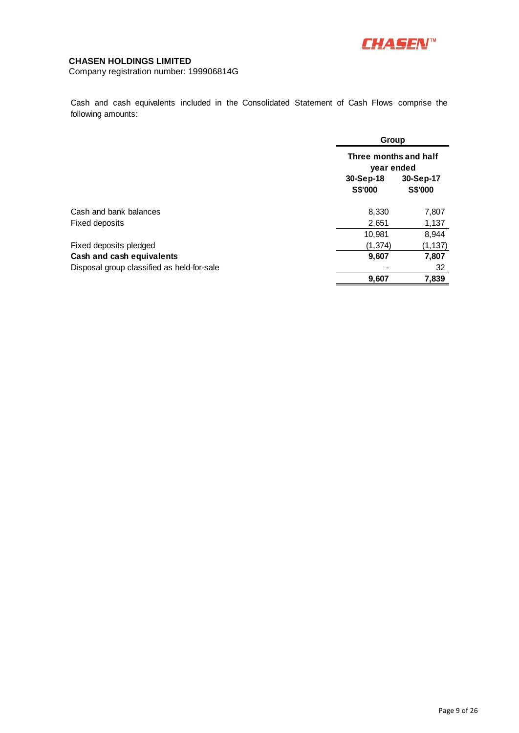**CHASEN HOLDINGS LIMITED**
Company registration number: 199906814G

Cash and cash equivalents included in the Consolidated Statement of Cash Flows comprise the following amounts:

| | Group | |
|---|---|---|
| | Three months and half year ended | |
| | 30-Sep-18 | 30-Sep-17 |
| | S$'000 | S$'000 |
| Cash and bank balances | 8,330 | 7,807 |
| Fixed deposits | 2,651 | 1,137 |
| | 10,981 | 8,944 |
| Fixed deposits pledged | (1,374) | (1,137) |
| **Cash and cash equivalents** | **9,607** | **7,807** |
| Disposal group classified as held-for-sale | - | 32 |
| | **9,607** | **7,839** |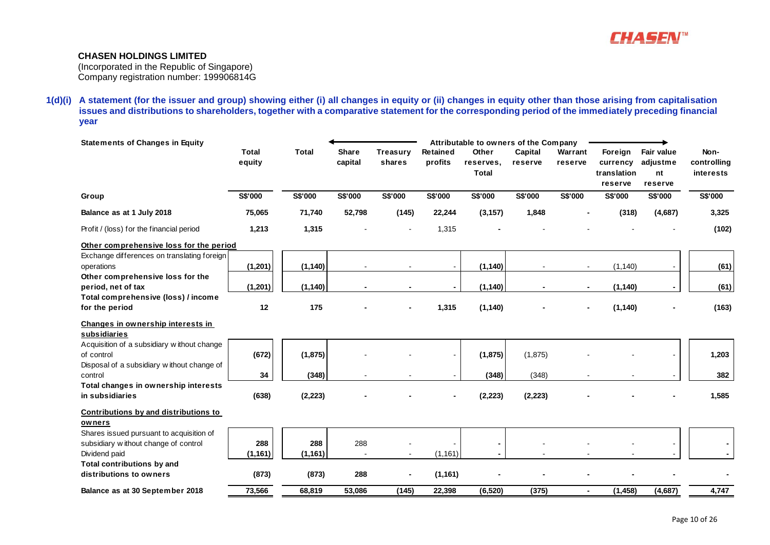**CHASEN HOLDINGS LIMITED**
(Incorporated in the Republic of Singapore)
Company registration number: 199906814G

**1(d)(i) A statement (for the issuer and group) showing either (i) all changes in equity or (ii) changes in equity other than those arising from capitalisation issues and distributions to shareholders, together with a comparative statement for the corresponding period of the immediately preceding financial year**

| Statements of Changes in Equity | Total equity | Total | Attributable to owners of the Company | | | | | | | | Non-controlling interests |
|---|---|---|---|---|---|---|---|---|---|---|---|
| | | | Share capital | Treasury shares | Retained profits | Other reserves, Total | Capital reserve | Warrant reserve | Foreign currency translation reserve | Fair value adjustment reserve | |
| **Group** | **S$'000** | **S$'000** | **S$'000** | **S$'000** | **S$'000** | **S$'000** | **S$'000** | **S$'000** | **S$'000** | **S$'000** | **S$'000** |
| **Balance as at 1 July 2018** | **75,065** | **71,740** | **52,798** | **(145)** | **22,244** | **(3,157)** | **1,848** | **-** | **(318)** | **(4,687)** | **3,325** |
| Profit / (loss) for the financial period | **1,213** | **1,315** | - | - | 1,315 | **-** | - | - | - | - | **(102)** |
| **Other comprehensive loss for the period** | | | | | | | | | | | |
| Exchange differences on translating foreign operations | **(1,201)** | **(1,140)** | - | - | - | **(1,140)** | - | - | (1,140) | - | **(61)** |
| **Other comprehensive loss for the period, net of tax** | **(1,201)** | **(1,140)** | **-** | **-** | **-** | **(1,140)** | **-** | **-** | **(1,140)** | **-** | **(61)** |
| **Total comprehensive (loss) / income for the period** | **12** | **175** | **-** | **-** | **1,315** | **(1,140)** | **-** | **-** | **(1,140)** | **-** | **(163)** |
| **Changes in ownership interests in subsidiaries** | | | | | | | | | | | |
| Acquisition of a subsidiary without change of control | **(672)** | **(1,875)** | - | - | - | **(1,875)** | (1,875) | - | - | - | **1,203** |
| Disposal of a subsidiary without change of control | **34** | **(348)** | - | - | - | **(348)** | (348) | - | - | - | **382** |
| **Total changes in ownership interests in subsidiaries** | **(638)** | **(2,223)** | **-** | **-** | **-** | **(2,223)** | **(2,223)** | **-** | **-** | **-** | **1,585** |
| **Contributions by and distributions to owners** | | | | | | | | | | | |
| Shares issued pursuant to acquisition of subsidiary without change of control | **288** | **288** | 288 | - | - | **-** | - | - | - | - | **-** |
| Dividend paid | **(1,161)** | **(1,161)** | - | - | (1,161) | **-** | - | - | - | - | **-** |
| **Total contributions by and distributions to owners** | **(873)** | **(873)** | **288** | **-** | **(1,161)** | **-** | **-** | **-** | **-** | **-** | **-** |
| **Balance as at 30 September 2018** | **73,566** | **68,819** | **53,086** | **(145)** | **22,398** | **(6,520)** | **(375)** | **-** | **(1,458)** | **(4,687)** | **4,747** |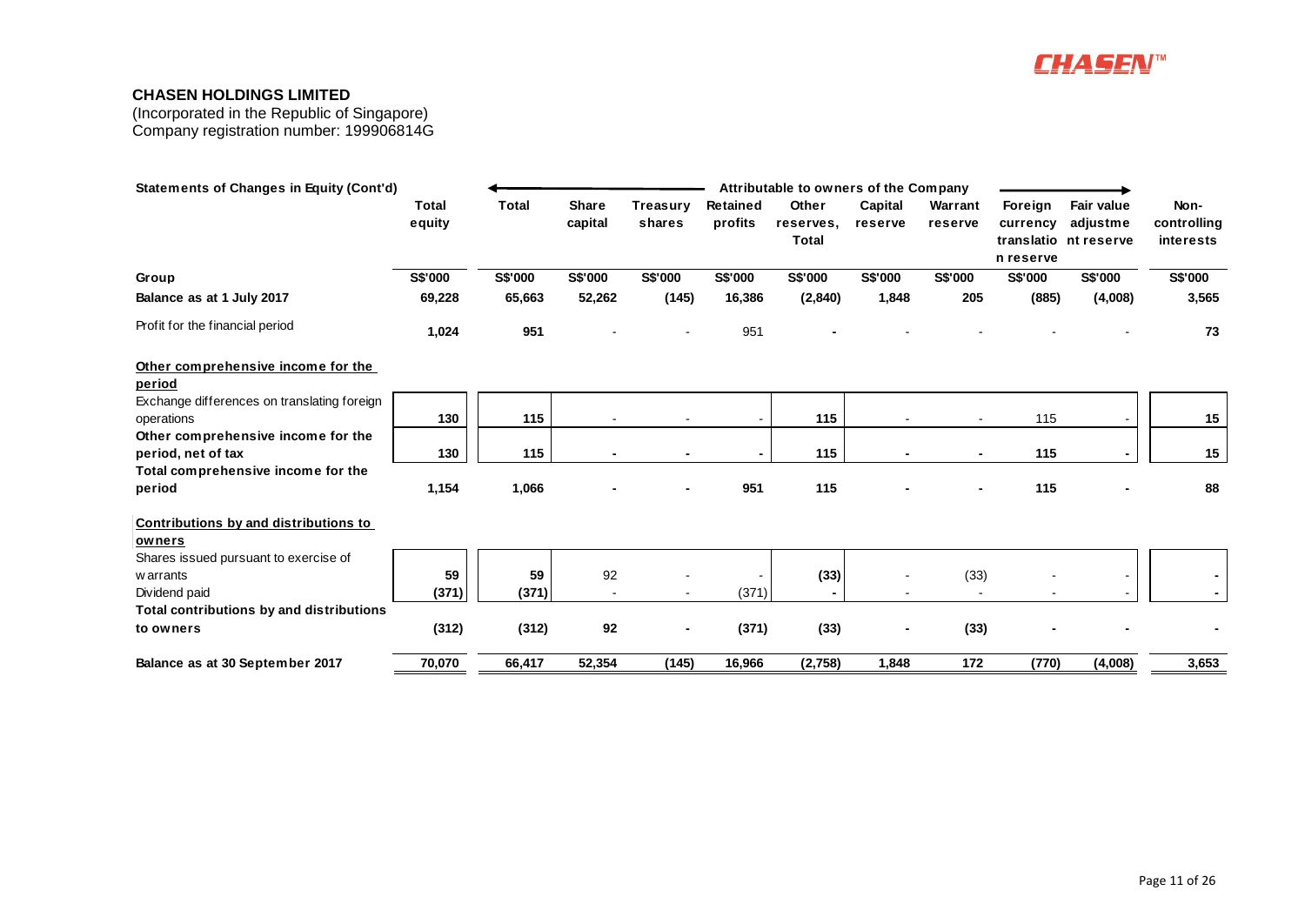**CHASEN HOLDINGS LIMITED**

(Incorporated in the Republic of Singapore)
Company registration number: 199906814G

| Statements of Changes in Equity (Cont'd) | Total equity | Attributable to owners of the Company | | | | | | | | | | Non-controlling interests |
|---|---|---|---|---|---|---|---|---|---|---|---|---|
| | | Total | Share capital | Treasury shares | Retained profits | Other reserves, Total | Capital reserve | Warrant reserve | Foreign currency translation reserve | Fair value adjustment reserve | | |
| **Group** | **S$'000** | **S$'000** | **S$'000** | **S$'000** | **S$'000** | **S$'000** | **S$'000** | **S$'000** | **S$'000** | **S$'000** | | **S$'000** |
| **Balance as at 1 July 2017** | **69,228** | **65,663** | **52,262** | **(145)** | **16,386** | **(2,840)** | **1,848** | **205** | **(885)** | **(4,008)** | | **3,565** |
| Profit for the financial period | **1,024** | **951** | - | - | 951 | **-** | - | - | - | - | | **73** |
| **Other comprehensive income for the period** | | | | | | | | | | | | |
| Exchange differences on translating foreign operations | **130** | **115** | - | - | - | **115** | - | - | 115 | - | | **15** |
| **Other comprehensive income for the period, net of tax** | **130** | **115** | **-** | **-** | **-** | **115** | **-** | **-** | **115** | **-** | | **15** |
| **Total comprehensive income for the period** | **1,154** | **1,066** | **-** | **-** | **951** | **115** | **-** | **-** | **115** | **-** | | **88** |
| **Contributions by and distributions to owners** | | | | | | | | | | | | |
| Shares issued pursuant to exercise of warrants | **59** | **59** | 92 | - | - | **(33)** | - | (33) | - | - | | **-** |
| Dividend paid | **(371)** | **(371)** | - | - | (371) | **-** | - | - | - | - | | **-** |
| **Total contributions by and distributions to owners** | **(312)** | **(312)** | **92** | **-** | **(371)** | **(33)** | **-** | **(33)** | **-** | **-** | | **-** |
| **Balance as at 30 September 2017** | **70,070** | **66,417** | **52,354** | **(145)** | **16,966** | **(2,758)** | **1,848** | **172** | **(770)** | **(4,008)** | | **3,653** |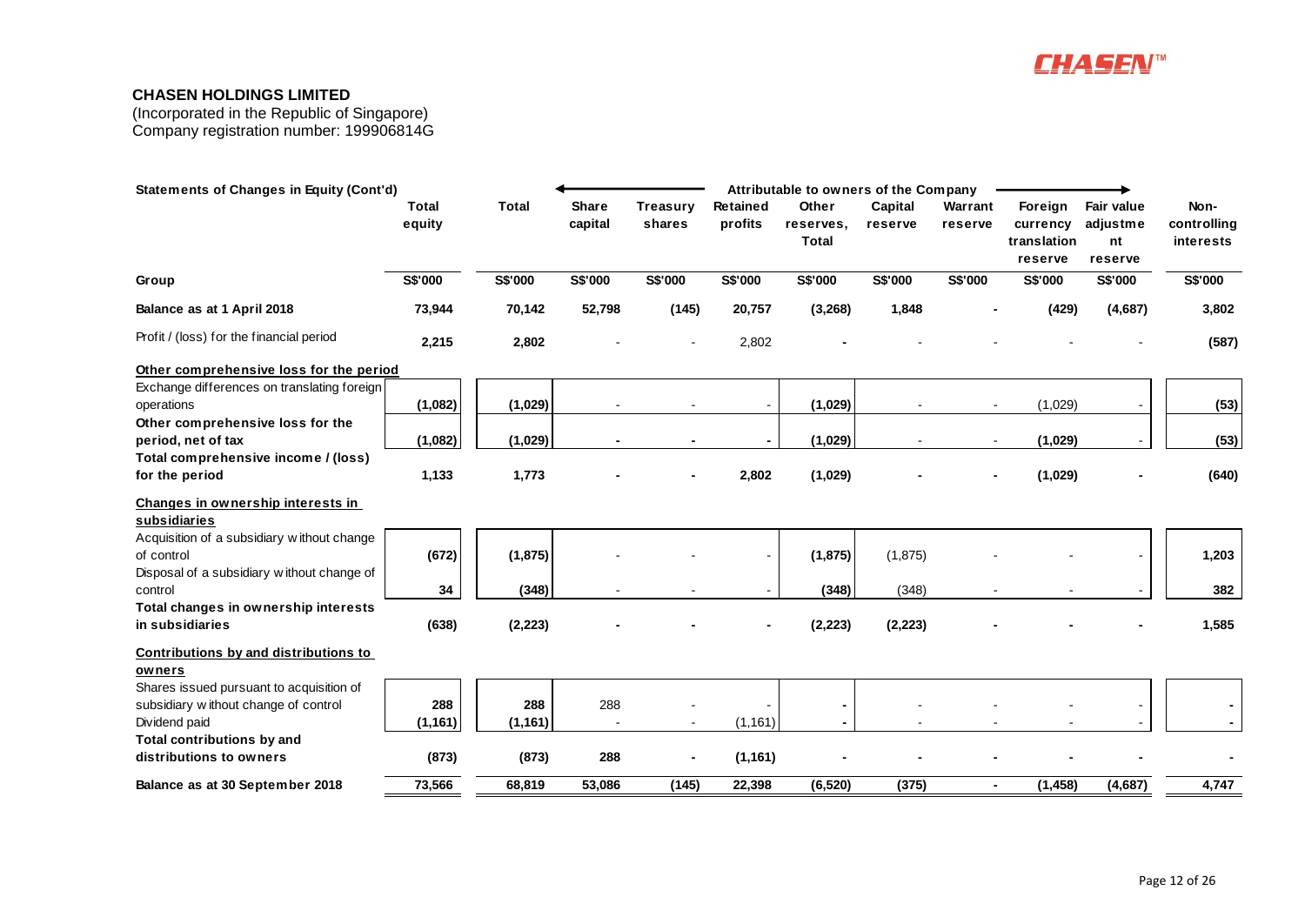**CHASEN HOLDINGS LIMITED**

(Incorporated in the Republic of Singapore)
Company registration number: 199906814G

**Statements of Changes in Equity (Cont'd)**

| | Total equity | Total | Attributable to owners of the Company: Share capital | Treasury shares | Retained profits | Other reserves, Total | Capital reserve | Warrant reserve | Foreign currency translation reserve | Fair value adjustment reserve | Non-controlling interests |
|---|---|---|---|---|---|---|---|---|---|---|---|
| **Group** | **S$'000** | **S$'000** | **S$'000** | **S$'000** | **S$'000** | **S$'000** | **S$'000** | **S$'000** | **S$'000** | **S$'000** | **S$'000** |
| **Balance as at 1 April 2018** | **73,944** | **70,142** | **52,798** | **(145)** | **20,757** | **(3,268)** | **1,848** | **-** | **(429)** | **(4,687)** | **3,802** |
| Profit / (loss) for the financial period | **2,215** | **2,802** | - | - | 2,802 | **-** | - | - | - | - | **(587)** |
| **Other comprehensive loss for the period** | | | | | | | | | | | |
| Exchange differences on translating foreign operations | **(1,082)** | **(1,029)** | - | - | - | **(1,029)** | - | - | (1,029) | - | **(53)** |
| **Other comprehensive loss for the period, net of tax** | **(1,082)** | **(1,029)** | **-** | **-** | **-** | **(1,029)** | - | - | **(1,029)** | - | **(53)** |
| **Total comprehensive income / (loss) for the period** | **1,133** | **1,773** | **-** | **-** | **2,802** | **(1,029)** | **-** | **-** | **(1,029)** | **-** | **(640)** |
| **Changes in ownership interests in subsidiaries** | | | | | | | | | | | |
| Acquisition of a subsidiary without change of control | **(672)** | **(1,875)** | - | - | - | **(1,875)** | (1,875) | - | - | - | **1,203** |
| Disposal of a subsidiary without change of control | **34** | **(348)** | - | - | - | **(348)** | (348) | - | - | - | **382** |
| **Total changes in ownership interests in subsidiaries** | **(638)** | **(2,223)** | **-** | **-** | **-** | **(2,223)** | **(2,223)** | **-** | **-** | **-** | **1,585** |
| **Contributions by and distributions to owners** | | | | | | | | | | | |
| Shares issued pursuant to acquisition of subsidiary without change of control | **288** | **288** | 288 | - | - | **-** | - | - | - | - | **-** |
| Dividend paid | **(1,161)** | **(1,161)** | - | - | (1,161) | **-** | - | - | - | - | **-** |
| **Total contributions by and distributions to owners** | **(873)** | **(873)** | **288** | **-** | **(1,161)** | **-** | **-** | **-** | **-** | **-** | **-** |
| **Balance as at 30 September 2018** | **73,566** | **68,819** | **53,086** | **(145)** | **22,398** | **(6,520)** | **(375)** | **-** | **(1,458)** | **(4,687)** | **4,747** |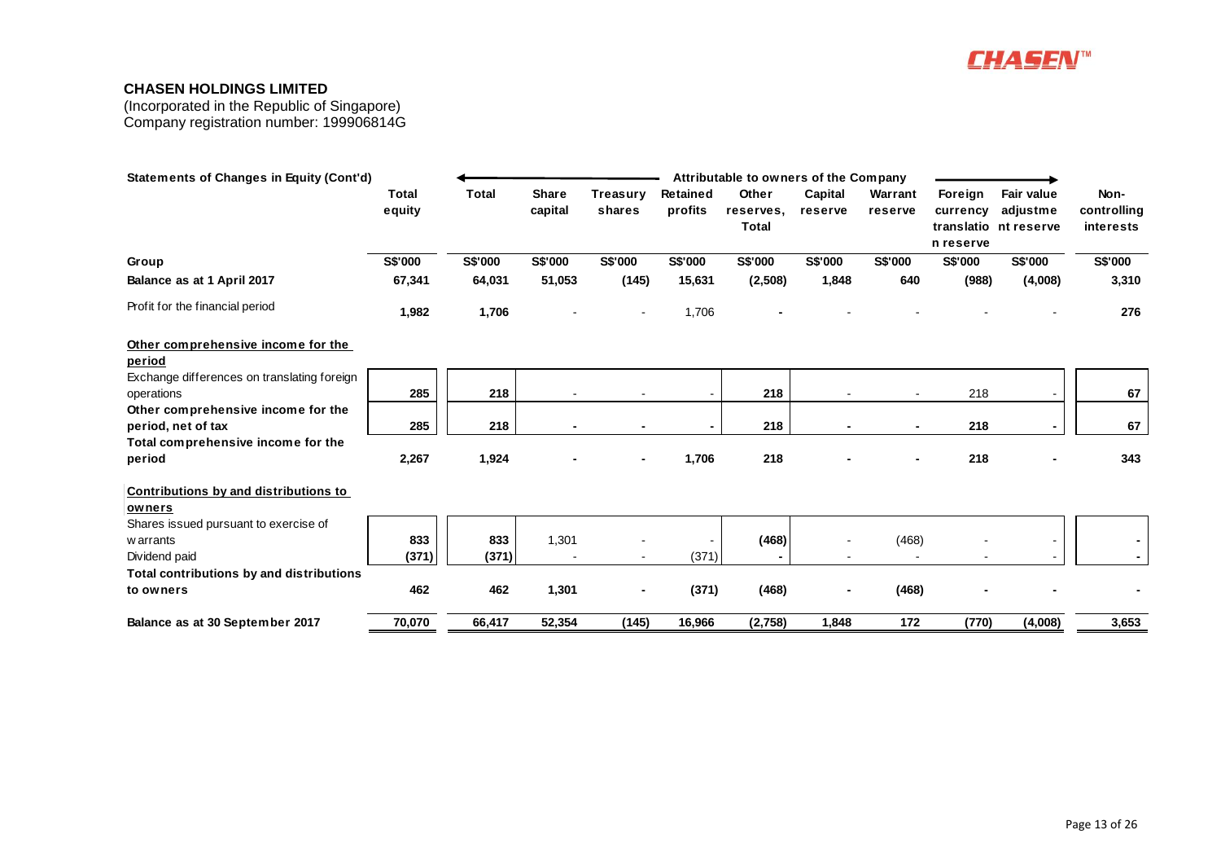**CHASEN HOLDINGS LIMITED**

(Incorporated in the Republic of Singapore)
Company registration number: 199906814G

| Statements of Changes in Equity (Cont'd) | Total equity | Attributable to owners of the Company | | | | | | | | | Non-controlling interests |
|---|---|---|---|---|---|---|---|---|---|---|---|
| | | Total | Share capital | Treasury shares | Retained profits | Other reserves, Total | Capital reserve | Warrant reserve | Foreign currency translation reserve | Fair value adjustment reserve | |
| **Group** | **S$'000** | **S$'000** | **S$'000** | **S$'000** | **S$'000** | **S$'000** | **S$'000** | **S$'000** | **S$'000** | **S$'000** | **S$'000** |
| **Balance as at 1 April 2017** | **67,341** | **64,031** | **51,053** | **(145)** | **15,631** | **(2,508)** | **1,848** | **640** | **(988)** | **(4,008)** | **3,310** |
| Profit for the financial period | **1,982** | **1,706** | - | - | 1,706 | **-** | - | - | - | - | **276** |
| **Other comprehensive income for the period** | | | | | | | | | | | |
| Exchange differences on translating foreign operations | **285** | **218** | - | - | - | **218** | - | - | 218 | - | **67** |
| **Other comprehensive income for the period, net of tax** | **285** | **218** | **-** | **-** | **-** | **218** | **-** | **-** | **218** | **-** | **67** |
| **Total comprehensive income for the period** | **2,267** | **1,924** | **-** | **-** | **1,706** | **218** | **-** | **-** | **218** | **-** | **343** |
| **Contributions by and distributions to owners** | | | | | | | | | | | |
| Shares issued pursuant to exercise of warrants | **833** | **833** | 1,301 | - | - | **(468)** | - | (468) | - | - | **-** |
| Dividend paid | **(371)** | **(371)** | - | - | (371) | **-** | - | - | - | - | **-** |
| **Total contributions by and distributions to owners** | **462** | **462** | **1,301** | **-** | **(371)** | **(468)** | **-** | **(468)** | **-** | **-** | **-** |
| **Balance as at 30 September 2017** | **70,070** | **66,417** | **52,354** | **(145)** | **16,966** | **(2,758)** | **1,848** | **172** | **(770)** | **(4,008)** | **3,653** |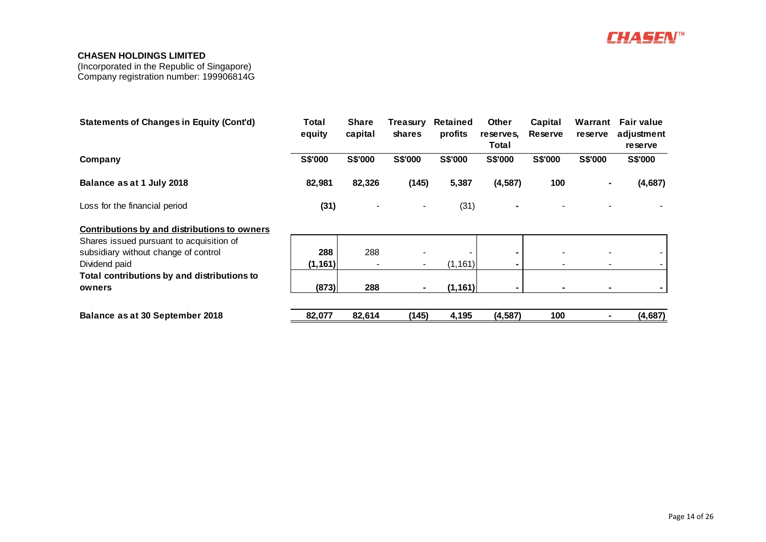**CHASEN HOLDINGS LIMITED**
(Incorporated in the Republic of Singapore)
Company registration number: 199906814G

| **Statements of Changes in Equity (Cont'd)** | **Total equity** | **Share capital** | **Treasury shares** | **Retained profits** | **Other reserves, Total** | **Capital Reserve** | **Warrant reserve** | **Fair value adjustment reserve** |
|---|---|---|---|---|---|---|---|---|
| **Company** | **S$'000** | **S$'000** | **S$'000** | **S$'000** | **S$'000** | **S$'000** | **S$'000** | **S$'000** |
| **Balance as at 1 July 2018** | **82,981** | **82,326** | **(145)** | **5,387** | **(4,587)** | **100** | **-** | **(4,687)** |
| Loss for the financial period | **(31)** | - | - | (31) | **-** | - | - | - |
| **Contributions by and distributions to owners** | | | | | | | | |
| Shares issued pursuant to acquisition of subsidiary without change of control | **288** | 288 | - | - | **-** | - | - | - |
| Dividend paid | **(1,161)** | - | - | (1,161) | **-** | - | - | - |
| **Total contributions by and distributions to owners** | **(873)** | **288** | **-** | **(1,161)** | **-** | **-** | **-** | **-** |
| **Balance as at 30 September 2018** | **82,077** | **82,614** | **(145)** | **4,195** | **(4,587)** | **100** | **-** | **(4,687)** |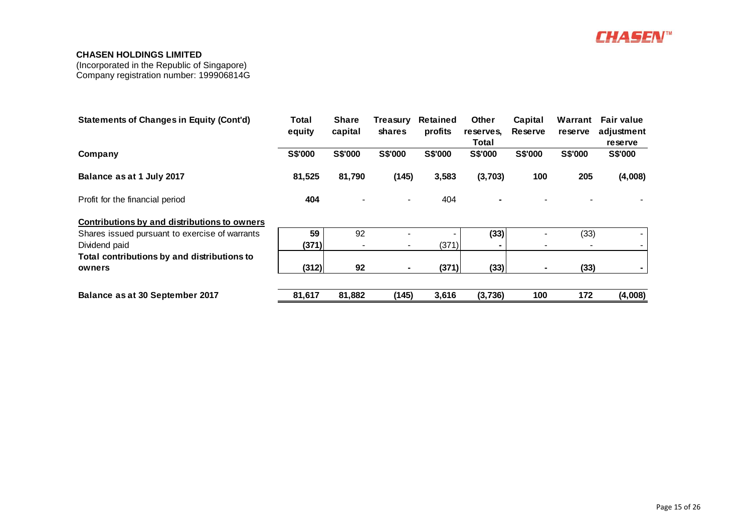**CHASEN HOLDINGS LIMITED**
(Incorporated in the Republic of Singapore)
Company registration number: 199906814G

| Statements of Changes in Equity (Cont'd) | Total equity | Share capital | Treasury shares | Retained profits | Other reserves, Total | Capital Reserve | Warrant reserve | Fair value adjustment reserve |
|---|---|---|---|---|---|---|---|---|
| **Company** | **S$'000** | **S$'000** | **S$'000** | **S$'000** | **S$'000** | **S$'000** | **S$'000** | **S$'000** |
| **Balance as at 1 July 2017** | **81,525** | **81,790** | **(145)** | **3,583** | **(3,703)** | **100** | **205** | **(4,008)** |
| Profit for the financial period | **404** | - | - | 404 | **-** | - | - | - |
| **Contributions by and distributions to owners** | | | | | | | | |
| Shares issued pursuant to exercise of warrants | **59** | 92 | - | - | **(33)** | - | (33) | - |
| Dividend paid | **(371)** | - | - | (371) | **-** | - | - | - |
| **Total contributions by and distributions to owners** | **(312)** | **92** | **-** | **(371)** | **(33)** | **-** | **(33)** | **-** |
| **Balance as at 30 September 2017** | **81,617** | **81,882** | **(145)** | **3,616** | **(3,736)** | **100** | **172** | **(4,008)** |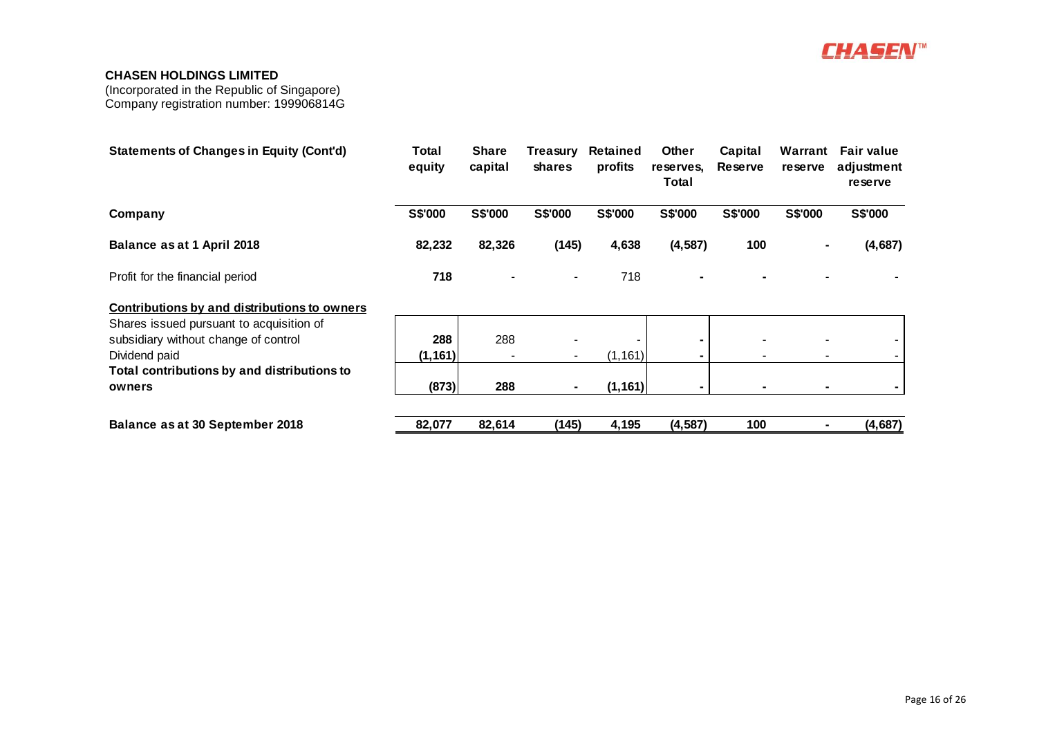**CHASEN HOLDINGS LIMITED**
(Incorporated in the Republic of Singapore)
Company registration number: 199906814G

| Statements of Changes in Equity (Cont'd) | Total equity | Share capital | Treasury shares | Retained profits | Other reserves, Total | Capital Reserve | Warrant reserve | Fair value adjustment reserve |
|---|---|---|---|---|---|---|---|---|
| **Company** | **S$'000** | **S$'000** | **S$'000** | **S$'000** | **S$'000** | **S$'000** | **S$'000** | **S$'000** |
| **Balance as at 1 April 2018** | **82,232** | **82,326** | **(145)** | **4,638** | **(4,587)** | **100** | **-** | **(4,687)** |
| Profit for the financial period | **718** | - | - | 718 | **-** | **-** | - | - |
| **Contributions by and distributions to owners** | | | | | | | | |
| Shares issued pursuant to acquisition of subsidiary without change of control | **288** | 288 | - | - | **-** | - | - | - |
| Dividend paid | **(1,161)** | - | - | (1,161) | **-** | - | - | - |
| **Total contributions by and distributions to owners** | **(873)** | **288** | **-** | **(1,161)** | **-** | **-** | **-** | **-** |
| **Balance as at 30 September 2018** | **82,077** | **82,614** | **(145)** | **4,195** | **(4,587)** | **100** | **-** | **(4,687)** |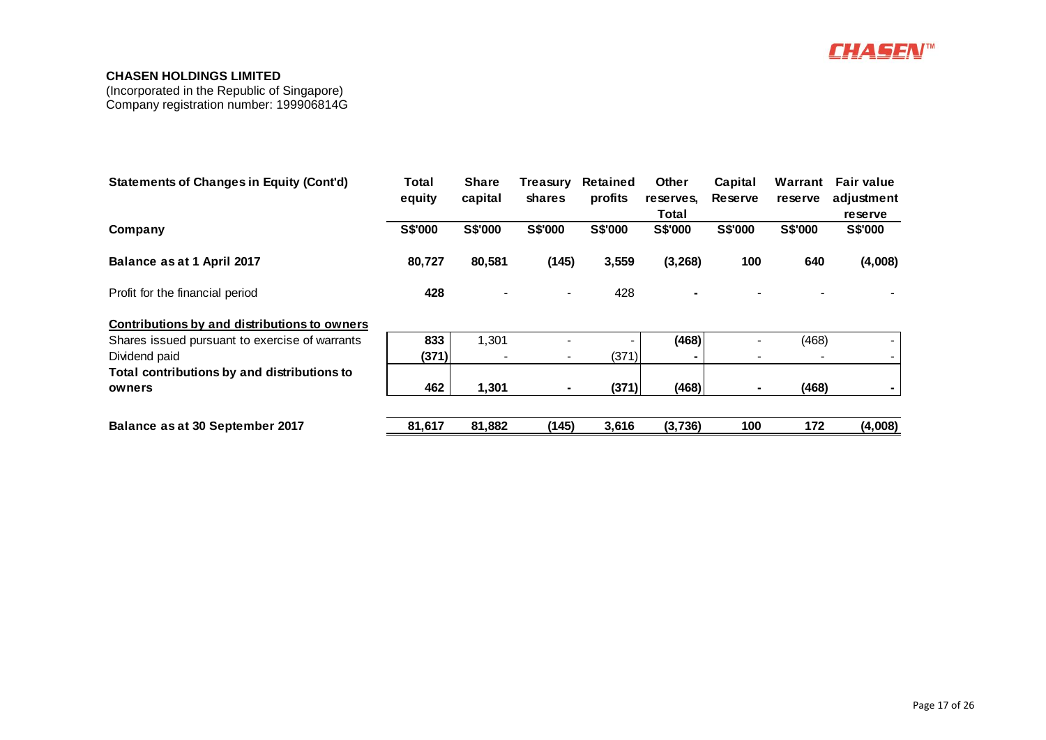**CHASEN HOLDINGS LIMITED**

(Incorporated in the Republic of Singapore)
Company registration number: 199906814G

| **Statements of Changes in Equity (Cont'd)** | **Total equity** | **Share capital** | **Treasury shares** | **Retained profits** | **Other reserves, Total** | **Capital Reserve** | **Warrant reserve** | **Fair value adjustment reserve** |
|---|---|---|---|---|---|---|---|---|
| **Company** | **S$'000** | **S$'000** | **S$'000** | **S$'000** | **S$'000** | **S$'000** | **S$'000** | **S$'000** |
| **Balance as at 1 April 2017** | **80,727** | **80,581** | **(145)** | **3,559** | **(3,268)** | **100** | **640** | **(4,008)** |
| Profit for the financial period | **428** | - | - | 428 | **-** | - | - | - |
| **Contributions by and distributions to owners** | | | | | | | | |
| Shares issued pursuant to exercise of warrants | **833** | 1,301 | - | - | **(468)** | - | (468) | - |
| Dividend paid | **(371)** | - | - | (371) | **-** | - | - | - |
| **Total contributions by and distributions to owners** | **462** | **1,301** | **-** | **(371)** | **(468)** | **-** | **(468)** | **-** |
| **Balance as at 30 September 2017** | **81,617** | **81,882** | **(145)** | **3,616** | **(3,736)** | **100** | **172** | **(4,008)** |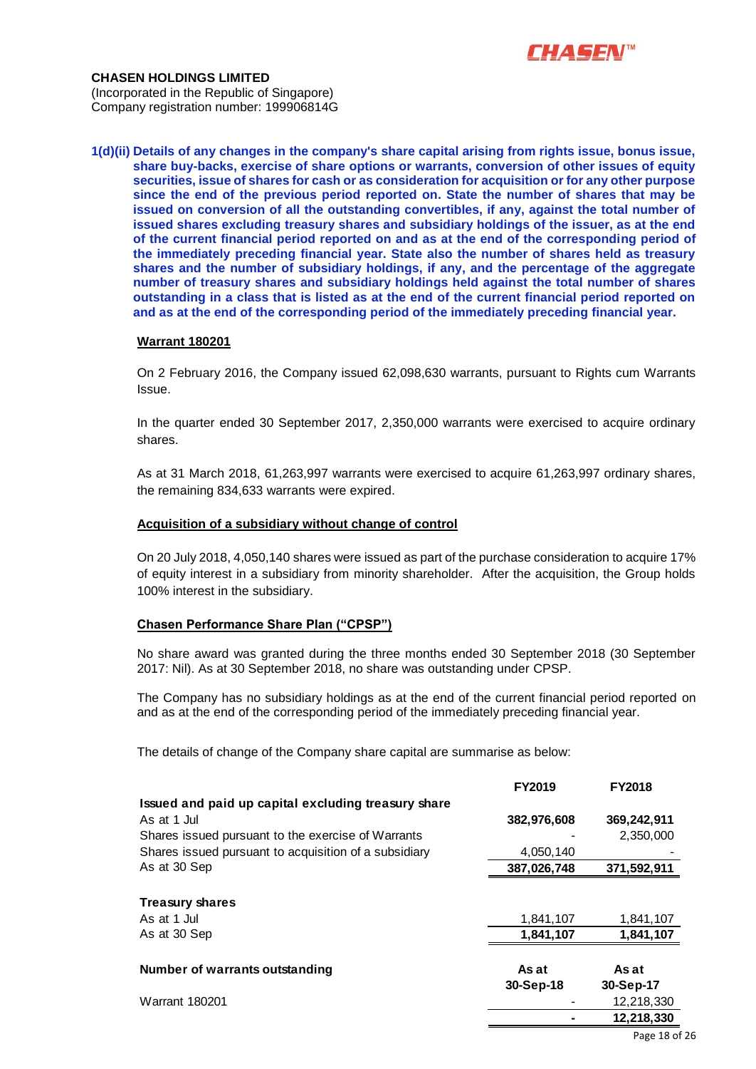**CHASEN HOLDINGS LIMITED**
(Incorporated in the Republic of Singapore)
Company registration number: 199906814G

**1(d)(ii) Details of any changes in the company's share capital arising from rights issue, bonus issue, share buy-backs, exercise of share options or warrants, conversion of other issues of equity securities, issue of shares for cash or as consideration for acquisition or for any other purpose since the end of the previous period reported on. State the number of shares that may be issued on conversion of all the outstanding convertibles, if any, against the total number of issued shares excluding treasury shares and subsidiary holdings of the issuer, as at the end of the current financial period reported on and as at the end of the corresponding period of the immediately preceding financial year. State also the number of shares held as treasury shares and the number of subsidiary holdings, if any, and the percentage of the aggregate number of treasury shares and subsidiary holdings held against the total number of shares outstanding in a class that is listed as at the end of the current financial period reported on and as at the end of the corresponding period of the immediately preceding financial year.**

**Warrant 180201**

On 2 February 2016, the Company issued 62,098,630 warrants, pursuant to Rights cum Warrants Issue.

In the quarter ended 30 September 2017, 2,350,000 warrants were exercised to acquire ordinary shares.

As at 31 March 2018, 61,263,997 warrants were exercised to acquire 61,263,997 ordinary shares, the remaining 834,633 warrants were expired.

**Acquisition of a subsidiary without change of control**

On 20 July 2018, 4,050,140 shares were issued as part of the purchase consideration to acquire 17% of equity interest in a subsidiary from minority shareholder. After the acquisition, the Group holds 100% interest in the subsidiary.

**Chasen Performance Share Plan ("CPSP")**

No share award was granted during the three months ended 30 September 2018 (30 September 2017: Nil). As at 30 September 2018, no share was outstanding under CPSP.

The Company has no subsidiary holdings as at the end of the current financial period reported on and as at the end of the corresponding period of the immediately preceding financial year.

The details of change of the Company share capital are summarise as below:

| | FY2019 | FY2018 |
|---|---|---|
| **Issued and paid up capital excluding treasury share** | | |
| As at 1 Jul | **382,976,608** | **369,242,911** |
| Shares issued pursuant to the exercise of Warrants | - | 2,350,000 |
| Shares issued pursuant to acquisition of a subsidiary | 4,050,140 | - |
| As at 30 Sep | **387,026,748** | **371,592,911** |
| | | |
| **Treasury shares** | | |
| As at 1 Jul | 1,841,107 | 1,841,107 |
| As at 30 Sep | **1,841,107** | **1,841,107** |
| | | |
| **Number of warrants outstanding** | **As at 30-Sep-18** | **As at 30-Sep-17** |
| Warrant 180201 | - | 12,218,330 |
| | **-** | **12,218,330** |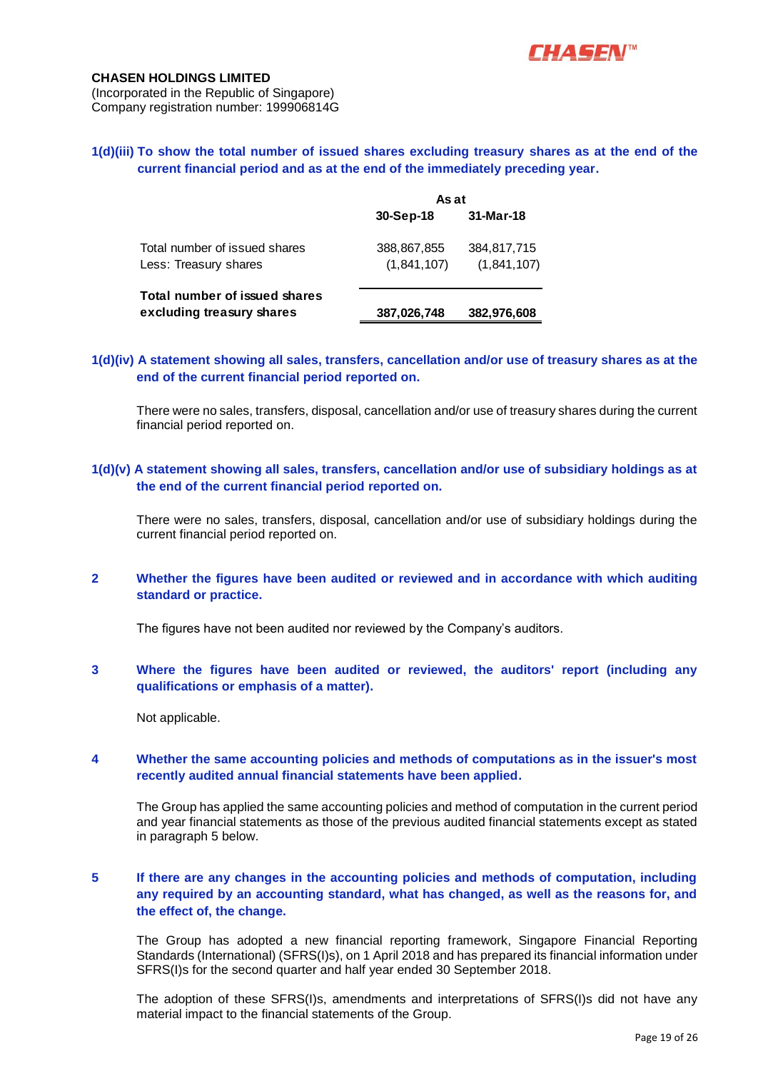**CHASEN HOLDINGS LIMITED**
(Incorporated in the Republic of Singapore)
Company registration number: 199906814G

**1(d)(iii) To show the total number of issued shares excluding treasury shares as at the end of the current financial period and as at the end of the immediately preceding year.**

| | As at | |
|---|---|---|
| | **30-Sep-18** | **31-Mar-18** |
| Total number of issued shares | 388,867,855 | 384,817,715 |
| Less: Treasury shares | (1,841,107) | (1,841,107) |
| **Total number of issued shares excluding treasury shares** | **387,026,748** | **382,976,608** |

**1(d)(iv) A statement showing all sales, transfers, cancellation and/or use of treasury shares as at the end of the current financial period reported on.**

There were no sales, transfers, disposal, cancellation and/or use of treasury shares during the current financial period reported on.

**1(d)(v) A statement showing all sales, transfers, cancellation and/or use of subsidiary holdings as at the end of the current financial period reported on.**

There were no sales, transfers, disposal, cancellation and/or use of subsidiary holdings during the current financial period reported on.

**2 Whether the figures have been audited or reviewed and in accordance with which auditing standard or practice.**

The figures have not been audited nor reviewed by the Company's auditors.

**3 Where the figures have been audited or reviewed, the auditors' report (including any qualifications or emphasis of a matter).**

Not applicable.

**4 Whether the same accounting policies and methods of computations as in the issuer's most recently audited annual financial statements have been applied.**

The Group has applied the same accounting policies and method of computation in the current period and year financial statements as those of the previous audited financial statements except as stated in paragraph 5 below.

**5 If there are any changes in the accounting policies and methods of computation, including any required by an accounting standard, what has changed, as well as the reasons for, and the effect of, the change.**

The Group has adopted a new financial reporting framework, Singapore Financial Reporting Standards (International) (SFRS(I)s), on 1 April 2018 and has prepared its financial information under SFRS(I)s for the second quarter and half year ended 30 September 2018.

The adoption of these SFRS(I)s, amendments and interpretations of SFRS(I)s did not have any material impact to the financial statements of the Group.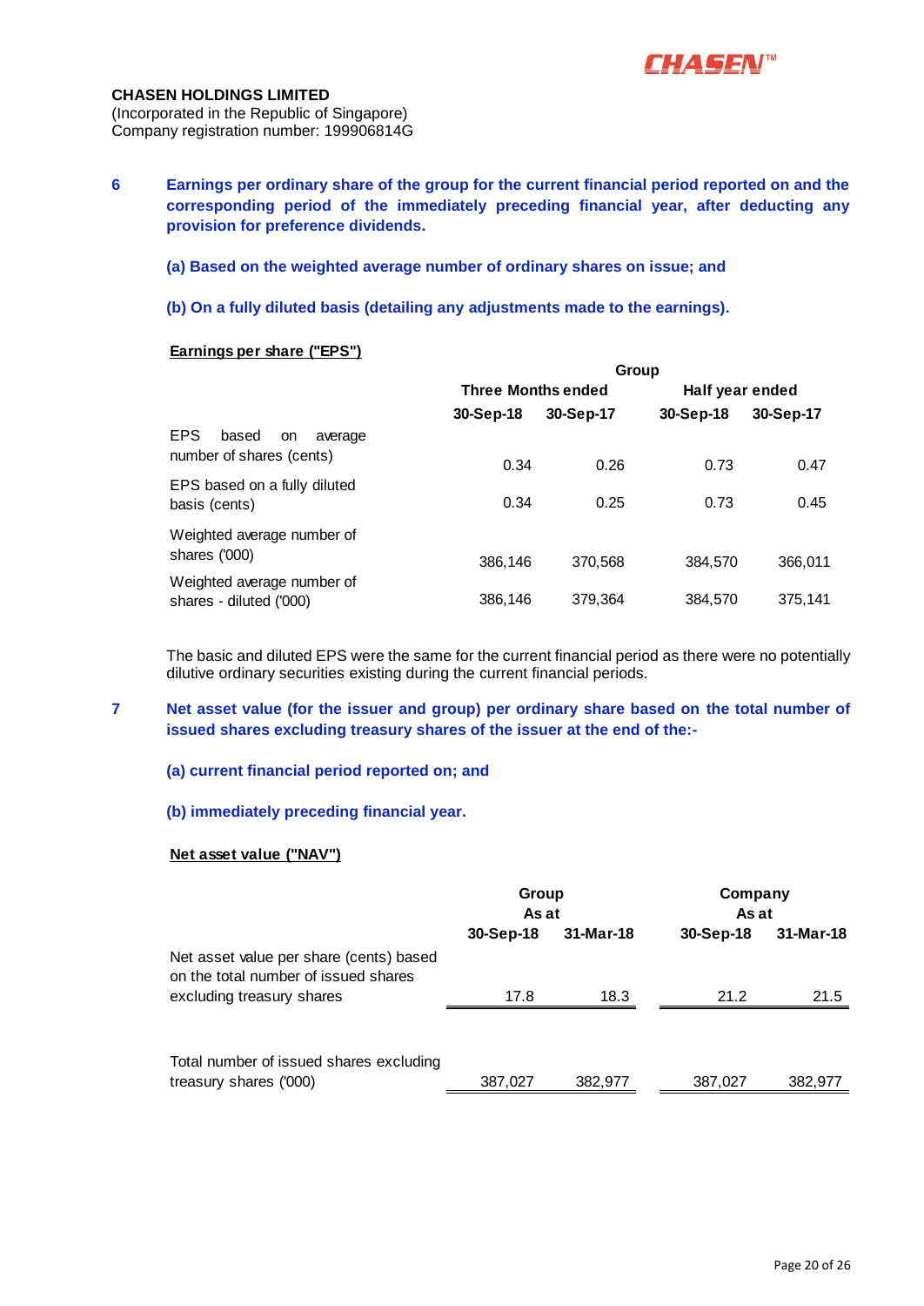**CHASEN HOLDINGS LIMITED**
(Incorporated in the Republic of Singapore)
Company registration number: 199906814G

**6 Earnings per ordinary share of the group for the current financial period reported on and the corresponding period of the immediately preceding financial year, after deducting any provision for preference dividends.**

**(a) Based on the weighted average number of ordinary shares on issue; and**

**(b) On a fully diluted basis (detailing any adjustments made to the earnings).**

**Earnings per share ("EPS")**

| | Group | | | |
|---|---|---|---|---|
| | Three Months ended | | Half year ended | |
| | 30-Sep-18 | 30-Sep-17 | 30-Sep-18 | 30-Sep-17 |
| EPS based on average number of shares (cents) | 0.34 | 0.26 | 0.73 | 0.47 |
| EPS based on a fully diluted basis (cents) | 0.34 | 0.25 | 0.73 | 0.45 |
| Weighted average number of shares ('000) | 386,146 | 370,568 | 384,570 | 366,011 |
| Weighted average number of shares - diluted ('000) | 386,146 | 379,364 | 384,570 | 375,141 |

The basic and diluted EPS were the same for the current financial period as there were no potentially dilutive ordinary securities existing during the current financial periods.

**7 Net asset value (for the issuer and group) per ordinary share based on the total number of issued shares excluding treasury shares of the issuer at the end of the:-**

**(a) current financial period reported on; and**

**(b) immediately preceding financial year.**

**Net asset value ("NAV")**

| | Group As at | | Company As at | |
|---|---|---|---|---|
| | 30-Sep-18 | 31-Mar-18 | 30-Sep-18 | 31-Mar-18 |
| Net asset value per share (cents) based on the total number of issued shares excluding treasury shares | 17.8 | 18.3 | 21.2 | 21.5 |
| Total number of issued shares excluding treasury shares ('000) | 387,027 | 382,977 | 387,027 | 382,977 |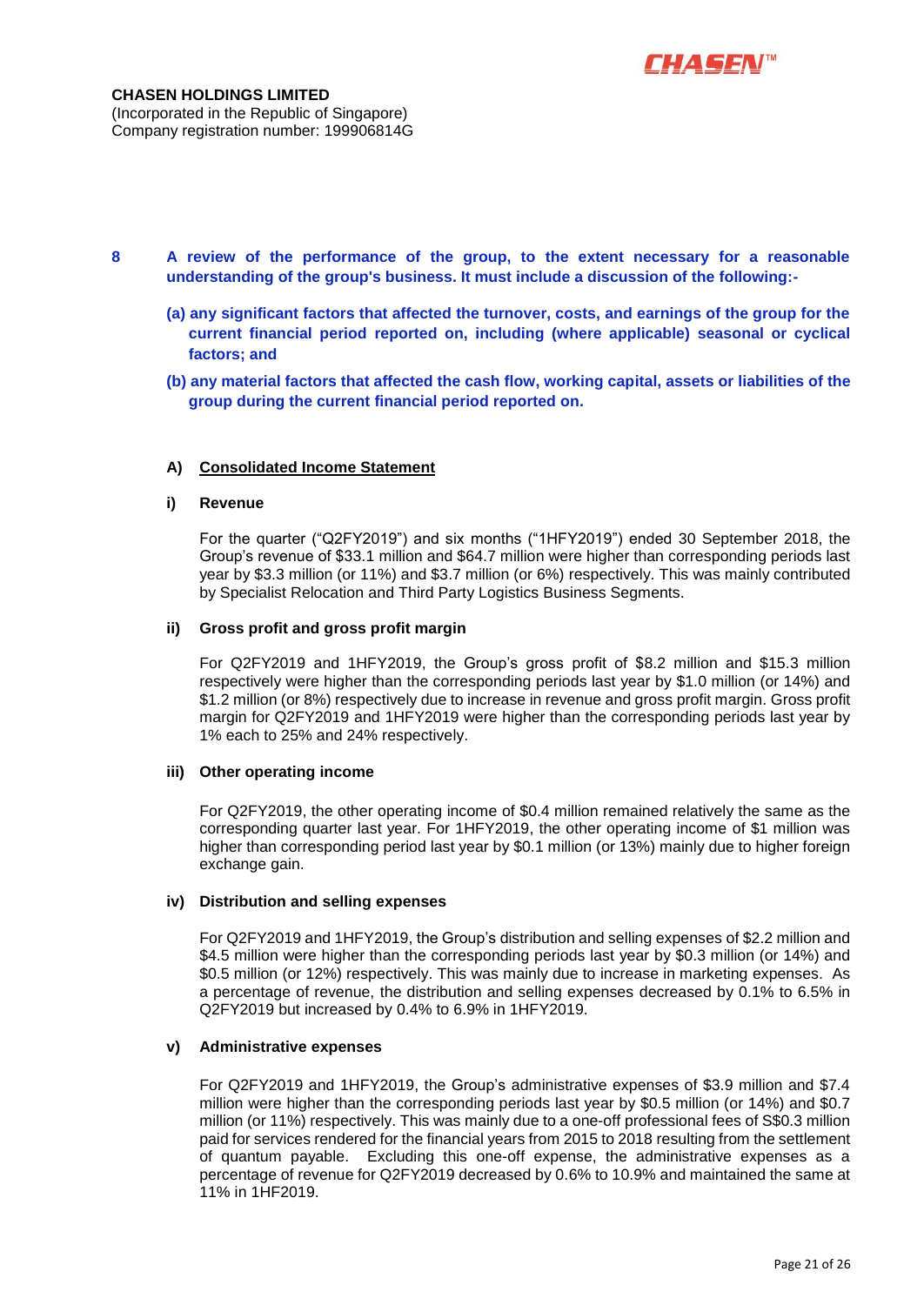**CHASEN HOLDINGS LIMITED**
(Incorporated in the Republic of Singapore)
Company registration number: 199906814G

**8 A review of the performance of the group, to the extent necessary for a reasonable understanding of the group's business. It must include a discussion of the following:-**

**(a) any significant factors that affected the turnover, costs, and earnings of the group for the current financial period reported on, including (where applicable) seasonal or cyclical factors; and**

**(b) any material factors that affected the cash flow, working capital, assets or liabilities of the group during the current financial period reported on.**

**A) Consolidated Income Statement**

**i) Revenue**

For the quarter ("Q2FY2019") and six months ("1HFY2019") ended 30 September 2018, the Group's revenue of $33.1 million and $64.7 million were higher than corresponding periods last year by $3.3 million (or 11%) and $3.7 million (or 6%) respectively. This was mainly contributed by Specialist Relocation and Third Party Logistics Business Segments.

**ii) Gross profit and gross profit margin**

For Q2FY2019 and 1HFY2019, the Group's gross profit of $8.2 million and $15.3 million respectively were higher than the corresponding periods last year by $1.0 million (or 14%) and $1.2 million (or 8%) respectively due to increase in revenue and gross profit margin. Gross profit margin for Q2FY2019 and 1HFY2019 were higher than the corresponding periods last year by 1% each to 25% and 24% respectively.

**iii) Other operating income**

For Q2FY2019, the other operating income of $0.4 million remained relatively the same as the corresponding quarter last year. For 1HFY2019, the other operating income of $1 million was higher than corresponding period last year by $0.1 million (or 13%) mainly due to higher foreign exchange gain.

**iv) Distribution and selling expenses**

For Q2FY2019 and 1HFY2019, the Group's distribution and selling expenses of $2.2 million and $4.5 million were higher than the corresponding periods last year by $0.3 million (or 14%) and $0.5 million (or 12%) respectively. This was mainly due to increase in marketing expenses. As a percentage of revenue, the distribution and selling expenses decreased by 0.1% to 6.5% in Q2FY2019 but increased by 0.4% to 6.9% in 1HFY2019.

**v) Administrative expenses**

For Q2FY2019 and 1HFY2019, the Group's administrative expenses of $3.9 million and $7.4 million were higher than the corresponding periods last year by $0.5 million (or 14%) and $0.7 million (or 11%) respectively. This was mainly due to a one-off professional fees of S$0.3 million paid for services rendered for the financial years from 2015 to 2018 resulting from the settlement of quantum payable. Excluding this one-off expense, the administrative expenses as a percentage of revenue for Q2FY2019 decreased by 0.6% to 10.9% and maintained the same at 11% in 1HF2019.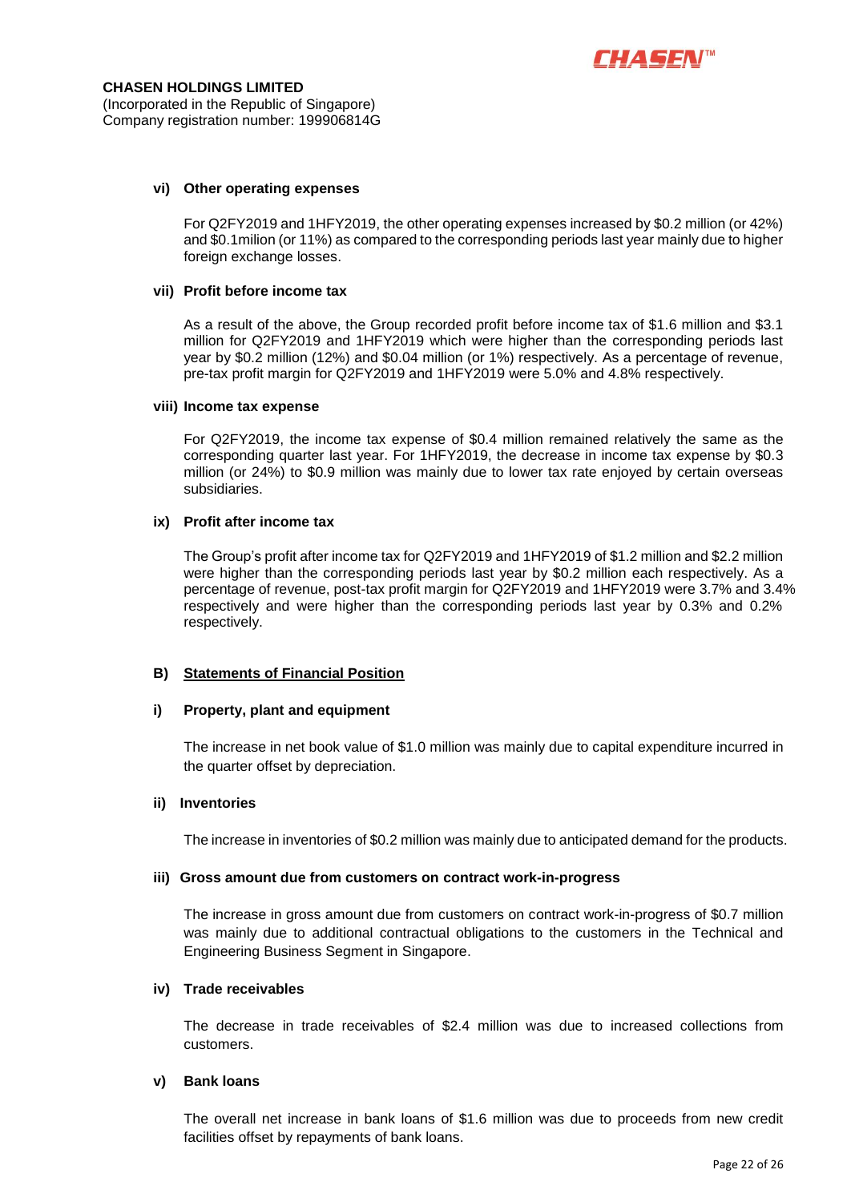**CHASEN HOLDINGS LIMITED**
(Incorporated in the Republic of Singapore)
Company registration number: 199906814G

#### vi) Other operating expenses

For Q2FY2019 and 1HFY2019, the other operating expenses increased by $0.2 million (or 42%) and $0.1milion (or 11%) as compared to the corresponding periods last year mainly due to higher foreign exchange losses.

#### vii) Profit before income tax

As a result of the above, the Group recorded profit before income tax of $1.6 million and $3.1 million for Q2FY2019 and 1HFY2019 which were higher than the corresponding periods last year by $0.2 million (12%) and $0.04 million (or 1%) respectively. As a percentage of revenue, pre-tax profit margin for Q2FY2019 and 1HFY2019 were 5.0% and 4.8% respectively.

#### viii) Income tax expense

For Q2FY2019, the income tax expense of $0.4 million remained relatively the same as the corresponding quarter last year. For 1HFY2019, the decrease in income tax expense by $0.3 million (or 24%) to $0.9 million was mainly due to lower tax rate enjoyed by certain overseas subsidiaries.

#### ix) Profit after income tax

The Group's profit after income tax for Q2FY2019 and 1HFY2019 of $1.2 million and $2.2 million were higher than the corresponding periods last year by $0.2 million each respectively. As a percentage of revenue, post-tax profit margin for Q2FY2019 and 1HFY2019 were 3.7% and 3.4% respectively and were higher than the corresponding periods last year by 0.3% and 0.2% respectively.

### B) Statements of Financial Position

#### i) Property, plant and equipment

The increase in net book value of $1.0 million was mainly due to capital expenditure incurred in the quarter offset by depreciation.

#### ii) Inventories

The increase in inventories of $0.2 million was mainly due to anticipated demand for the products.

#### iii) Gross amount due from customers on contract work-in-progress

The increase in gross amount due from customers on contract work-in-progress of $0.7 million was mainly due to additional contractual obligations to the customers in the Technical and Engineering Business Segment in Singapore.

#### iv) Trade receivables

The decrease in trade receivables of $2.4 million was due to increased collections from customers.

#### v) Bank loans

The overall net increase in bank loans of $1.6 million was due to proceeds from new credit facilities offset by repayments of bank loans.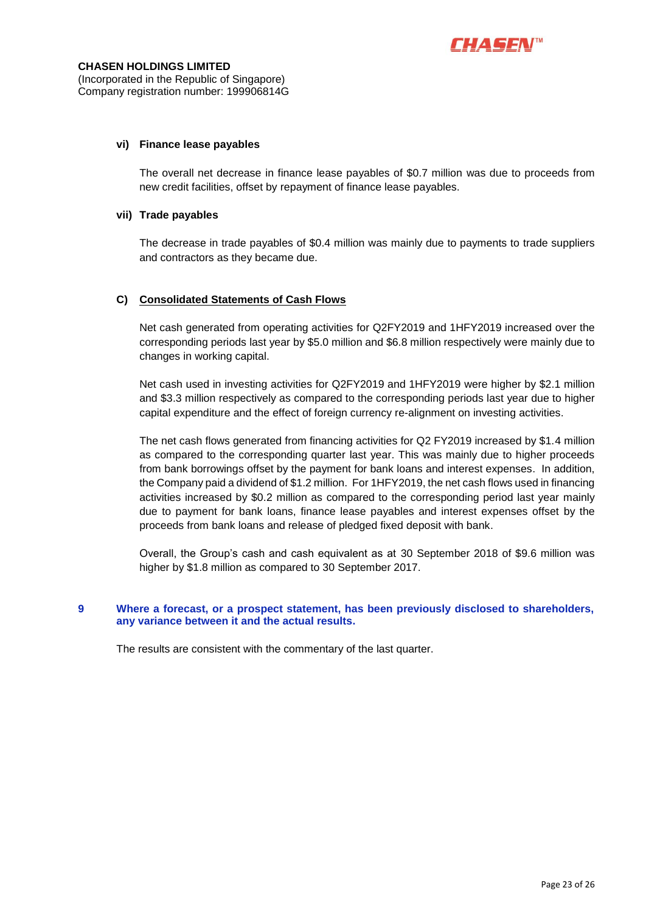#### vi) Finance lease payables

The overall net decrease in finance lease payables of $0.7 million was due to proceeds from new credit facilities, offset by repayment of finance lease payables.

#### vii) Trade payables

The decrease in trade payables of $0.4 million was mainly due to payments to trade suppliers and contractors as they became due.

### C) Consolidated Statements of Cash Flows

Net cash generated from operating activities for Q2FY2019 and 1HFY2019 increased over the corresponding periods last year by $5.0 million and $6.8 million respectively were mainly due to changes in working capital.

Net cash used in investing activities for Q2FY2019 and 1HFY2019 were higher by $2.1 million and $3.3 million respectively as compared to the corresponding periods last year due to higher capital expenditure and the effect of foreign currency re-alignment on investing activities.

The net cash flows generated from financing activities for Q2 FY2019 increased by $1.4 million as compared to the corresponding quarter last year. This was mainly due to higher proceeds from bank borrowings offset by the payment for bank loans and interest expenses. In addition, the Company paid a dividend of $1.2 million. For 1HFY2019, the net cash flows used in financing activities increased by $0.2 million as compared to the corresponding period last year mainly due to payment for bank loans, finance lease payables and interest expenses offset by the proceeds from bank loans and release of pledged fixed deposit with bank.

Overall, the Group's cash and cash equivalent as at 30 September 2018 of $9.6 million was higher by $1.8 million as compared to 30 September 2017.

## 9 Where a forecast, or a prospect statement, has been previously disclosed to shareholders, any variance between it and the actual results.

The results are consistent with the commentary of the last quarter.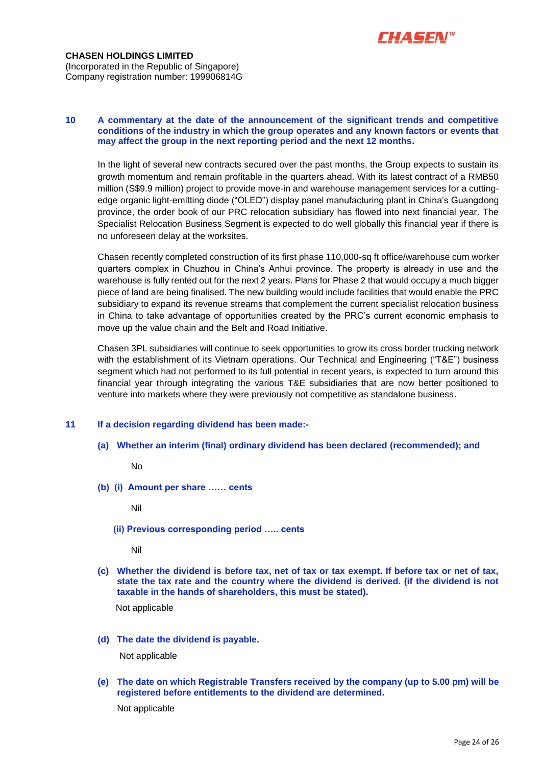**CHASEN HOLDINGS LIMITED**
(Incorporated in the Republic of Singapore)
Company registration number: 199906814G

**10 A commentary at the date of the announcement of the significant trends and competitive conditions of the industry in which the group operates and any known factors or events that may affect the group in the next reporting period and the next 12 months.**

In the light of several new contracts secured over the past months, the Group expects to sustain its growth momentum and remain profitable in the quarters ahead. With its latest contract of a RMB50 million (S$9.9 million) project to provide move-in and warehouse management services for a cutting-edge organic light-emitting diode ("OLED") display panel manufacturing plant in China's Guangdong province, the order book of our PRC relocation subsidiary has flowed into next financial year. The Specialist Relocation Business Segment is expected to do well globally this financial year if there is no unforeseen delay at the worksites.

Chasen recently completed construction of its first phase 110,000-sq ft office/warehouse cum worker quarters complex in Chuzhou in China's Anhui province. The property is already in use and the warehouse is fully rented out for the next 2 years. Plans for Phase 2 that would occupy a much bigger piece of land are being finalised. The new building would include facilities that would enable the PRC subsidiary to expand its revenue streams that complement the current specialist relocation business in China to take advantage of opportunities created by the PRC's current economic emphasis to move up the value chain and the Belt and Road Initiative.

Chasen 3PL subsidiaries will continue to seek opportunities to grow its cross border trucking network with the establishment of its Vietnam operations. Our Technical and Engineering ("T&E") business segment which had not performed to its full potential in recent years, is expected to turn around this financial year through integrating the various T&E subsidiaries that are now better positioned to venture into markets where they were previously not competitive as standalone business.

**11 If a decision regarding dividend has been made:-**

**(a) Whether an interim (final) ordinary dividend has been declared (recommended); and**

No

**(b) (i) Amount per share …… cents**

Nil

**(ii) Previous corresponding period ….. cents**

Nil

**(c) Whether the dividend is before tax, net of tax or tax exempt. If before tax or net of tax, state the tax rate and the country where the dividend is derived. (if the dividend is not taxable in the hands of shareholders, this must be stated).**

Not applicable

**(d) The date the dividend is payable.**

Not applicable

**(e) The date on which Registrable Transfers received by the company (up to 5.00 pm) will be registered before entitlements to the dividend are determined.**

Not applicable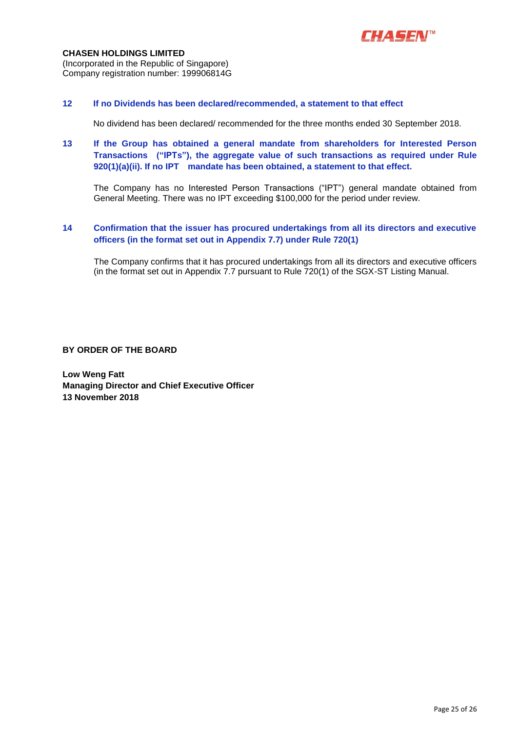**CHASEN HOLDINGS LIMITED**
(Incorporated in the Republic of Singapore)
Company registration number: 199906814G

**12 If no Dividends has been declared/recommended, a statement to that effect**

No dividend has been declared/ recommended for the three months ended 30 September 2018.

**13 If the Group has obtained a general mandate from shareholders for Interested Person Transactions ("IPTs"), the aggregate value of such transactions as required under Rule 920(1)(a)(ii). If no IPT mandate has been obtained, a statement to that effect.**

The Company has no Interested Person Transactions ("IPT") general mandate obtained from General Meeting. There was no IPT exceeding $100,000 for the period under review.

**14 Confirmation that the issuer has procured undertakings from all its directors and executive officers (in the format set out in Appendix 7.7) under Rule 720(1)**

The Company confirms that it has procured undertakings from all its directors and executive officers (in the format set out in Appendix 7.7 pursuant to Rule 720(1) of the SGX-ST Listing Manual.

**BY ORDER OF THE BOARD**

**Low Weng Fatt**
**Managing Director and Chief Executive Officer**
**13 November 2018**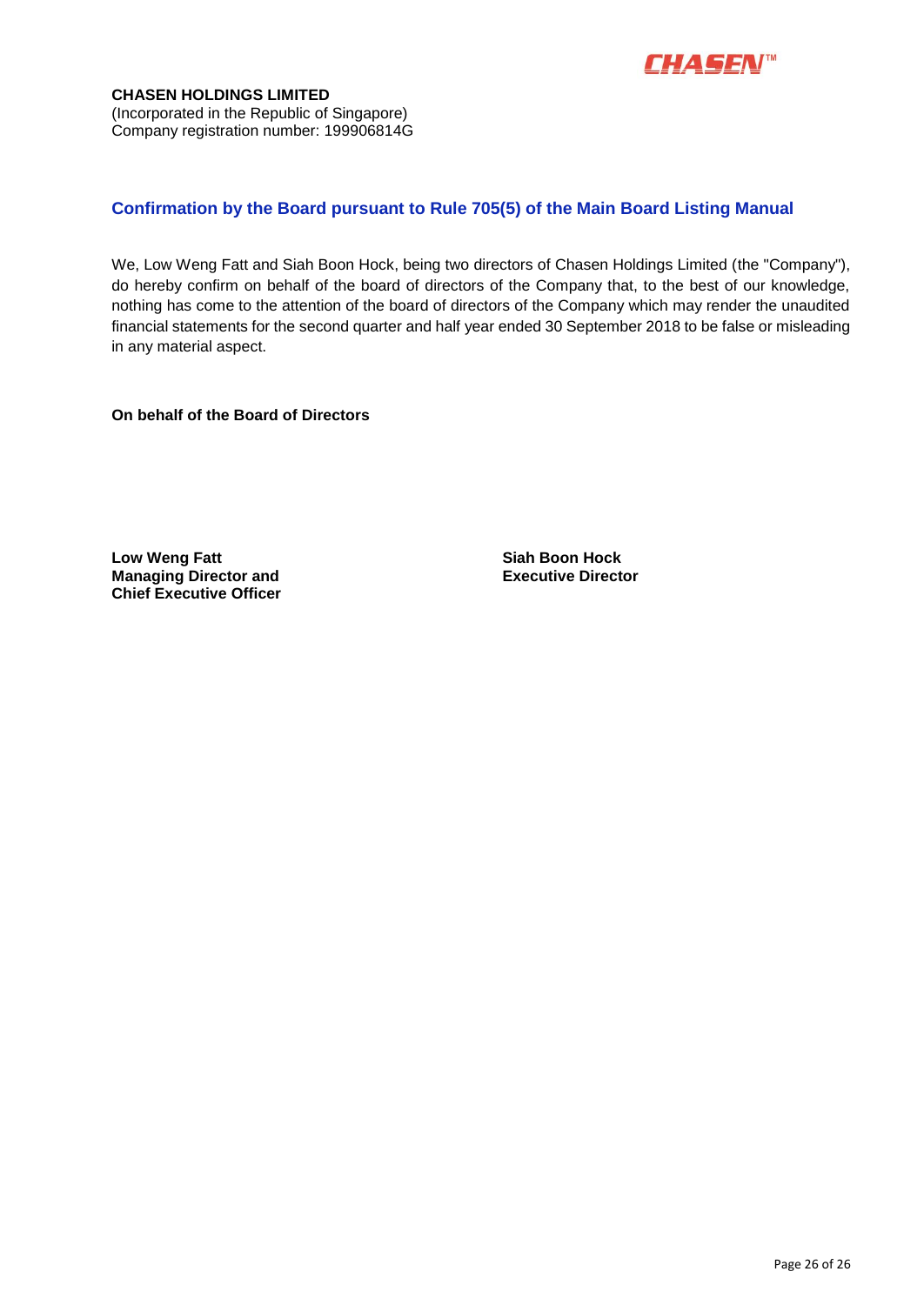**CHASEN HOLDINGS LIMITED**
(Incorporated in the Republic of Singapore)
Company registration number: 199906814G

## Confirmation by the Board pursuant to Rule 705(5) of the Main Board Listing Manual

We, Low Weng Fatt and Siah Boon Hock, being two directors of Chasen Holdings Limited (the "Company"), do hereby confirm on behalf of the board of directors of the Company that, to the best of our knowledge, nothing has come to the attention of the board of directors of the Company which may render the unaudited financial statements for the second quarter and half year ended 30 September 2018 to be false or misleading in any material aspect.

**On behalf of the Board of Directors**

**Low Weng Fatt**
**Managing Director and**
**Chief Executive Officer**

**Siah Boon Hock**
**Executive Director**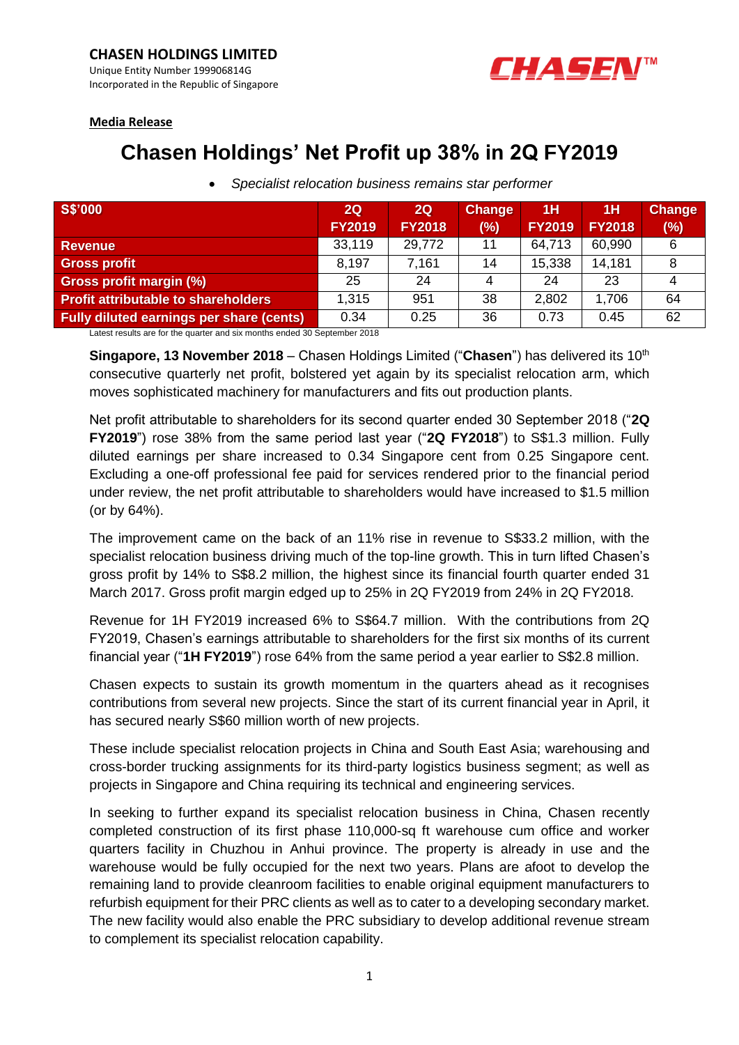**CHASEN HOLDINGS LIMITED**
Unique Entity Number 199906814G
Incorporated in the Republic of Singapore

**Media Release**

# Chasen Holdings' Net Profit up 38% in 2Q FY2019

- *Specialist relocation business remains star performer*

| S$'000 | 2Q FY2019 | 2Q FY2018 | Change (%) | 1H FY2019 | 1H FY2018 | Change (%) |
|---|---|---|---|---|---|---|
| Revenue | 33,119 | 29,772 | 11 | 64,713 | 60,990 | 6 |
| Gross profit | 8,197 | 7,161 | 14 | 15,338 | 14,181 | 8 |
| Gross profit margin (%) | 25 | 24 | 4 | 24 | 23 | 4 |
| Profit attributable to shareholders | 1,315 | 951 | 38 | 2,802 | 1,706 | 64 |
| Fully diluted earnings per share (cents) | 0.34 | 0.25 | 36 | 0.73 | 0.45 | 62 |

Latest results are for the quarter and six months ended 30 September 2018

**Singapore, 13 November 2018** – Chasen Holdings Limited ("**Chasen**") has delivered its 10th consecutive quarterly net profit, bolstered yet again by its specialist relocation arm, which moves sophisticated machinery for manufacturers and fits out production plants.

Net profit attributable to shareholders for its second quarter ended 30 September 2018 ("**2Q FY2019**") rose 38% from the same period last year ("**2Q FY2018**") to S$1.3 million. Fully diluted earnings per share increased to 0.34 Singapore cent from 0.25 Singapore cent. Excluding a one-off professional fee paid for services rendered prior to the financial period under review, the net profit attributable to shareholders would have increased to $1.5 million (or by 64%).

The improvement came on the back of an 11% rise in revenue to S$33.2 million, with the specialist relocation business driving much of the top-line growth. This in turn lifted Chasen's gross profit by 14% to S$8.2 million, the highest since its financial fourth quarter ended 31 March 2017. Gross profit margin edged up to 25% in 2Q FY2019 from 24% in 2Q FY2018.

Revenue for 1H FY2019 increased 6% to S$64.7 million. With the contributions from 2Q FY2019, Chasen's earnings attributable to shareholders for the first six months of its current financial year ("**1H FY2019**") rose 64% from the same period a year earlier to S$2.8 million.

Chasen expects to sustain its growth momentum in the quarters ahead as it recognises contributions from several new projects. Since the start of its current financial year in April, it has secured nearly S$60 million worth of new projects.

These include specialist relocation projects in China and South East Asia; warehousing and cross-border trucking assignments for its third-party logistics business segment; as well as projects in Singapore and China requiring its technical and engineering services.

In seeking to further expand its specialist relocation business in China, Chasen recently completed construction of its first phase 110,000-sq ft warehouse cum office and worker quarters facility in Chuzhou in Anhui province. The property is already in use and the warehouse would be fully occupied for the next two years. Plans are afoot to develop the remaining land to provide cleanroom facilities to enable original equipment manufacturers to refurbish equipment for their PRC clients as well as to cater to a developing secondary market. The new facility would also enable the PRC subsidiary to develop additional revenue stream to complement its specialist relocation capability.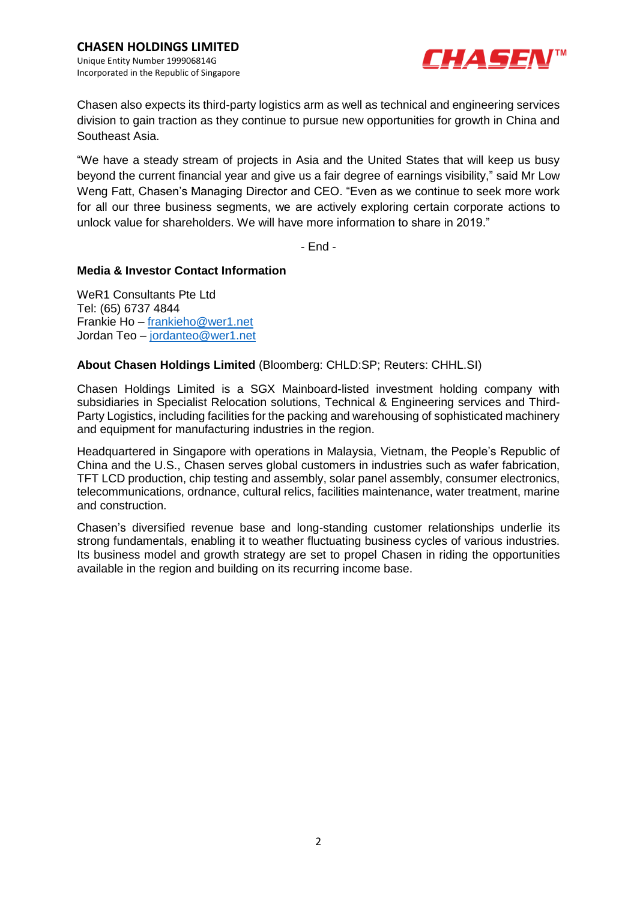Chasen also expects its third-party logistics arm as well as technical and engineering services division to gain traction as they continue to pursue new opportunities for growth in China and Southeast Asia.

"We have a steady stream of projects in Asia and the United States that will keep us busy beyond the current financial year and give us a fair degree of earnings visibility," said Mr Low Weng Fatt, Chasen's Managing Director and CEO. "Even as we continue to seek more work for all our three business segments, we are actively exploring certain corporate actions to unlock value for shareholders. We will have more information to share in 2019."

- End -

**Media & Investor Contact Information**

WeR1 Consultants Pte Ltd
Tel: (65) 6737 4844
Frankie Ho – frankieho@wer1.net
Jordan Teo – jordanteo@wer1.net

**About Chasen Holdings Limited** (Bloomberg: CHLD:SP; Reuters: CHHL.SI)

Chasen Holdings Limited is a SGX Mainboard-listed investment holding company with subsidiaries in Specialist Relocation solutions, Technical & Engineering services and Third-Party Logistics, including facilities for the packing and warehousing of sophisticated machinery and equipment for manufacturing industries in the region.

Headquartered in Singapore with operations in Malaysia, Vietnam, the People's Republic of China and the U.S., Chasen serves global customers in industries such as wafer fabrication, TFT LCD production, chip testing and assembly, solar panel assembly, consumer electronics, telecommunications, ordnance, cultural relics, facilities maintenance, water treatment, marine and construction.

Chasen's diversified revenue base and long-standing customer relationships underlie its strong fundamentals, enabling it to weather fluctuating business cycles of various industries. Its business model and growth strategy are set to propel Chasen in riding the opportunities available in the region and building on its recurring income base.